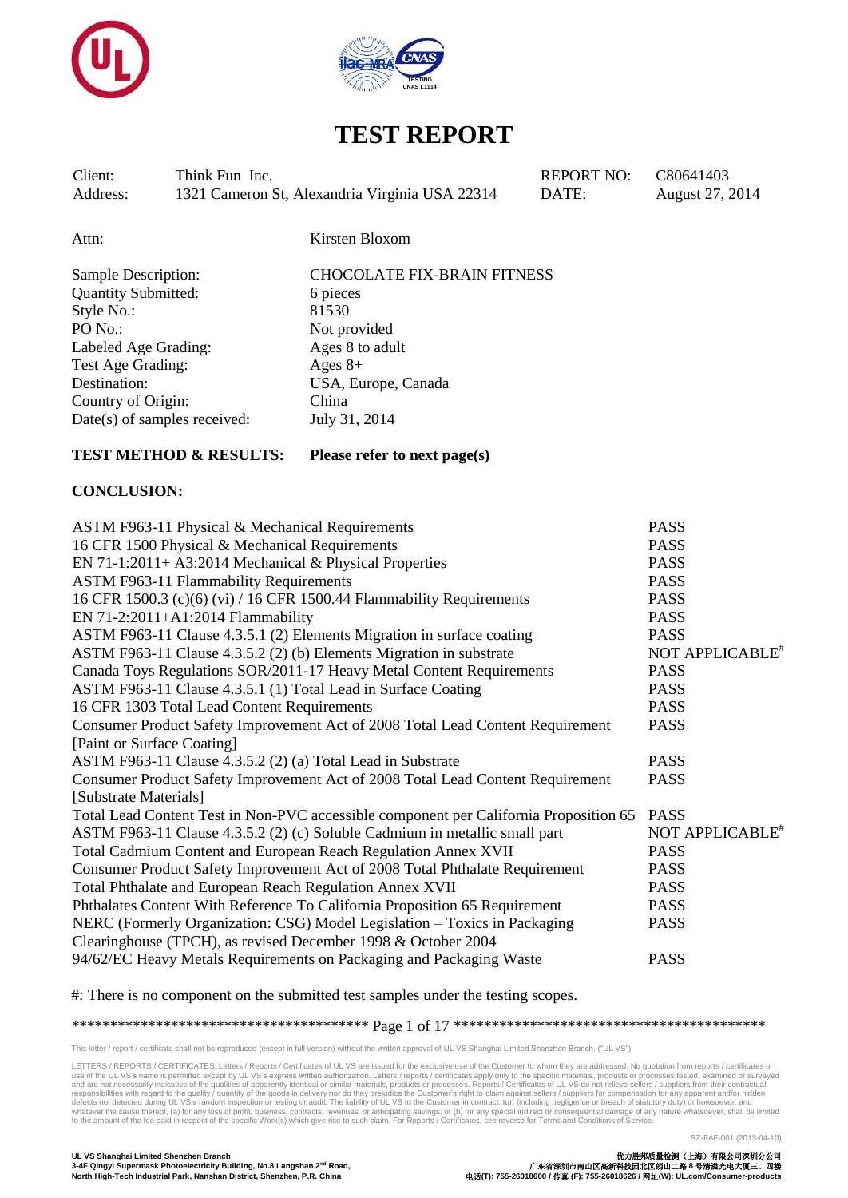# TEST REPORT

| | | | |
|---|---|---|---|
| Client: | Think Fun Inc. | REPORT NO: | C80641403 |
| Address: | 1321 Cameron St, Alexandria Virginia USA 22314 | DATE: | August 27, 2014 |

Attn: Kirsten Bloxom

| | |
|---|---|
| Sample Description: | CHOCOLATE FIX-BRAIN FITNESS |
| Quantity Submitted: | 6 pieces |
| Style No.: | 81530 |
| PO No.: | Not provided |
| Labeled Age Grading: | Ages 8 to adult |
| Test Age Grading: | Ages 8+ |
| Destination: | USA, Europe, Canada |
| Country of Origin: | China |
| Date(s) of samples received: | July 31, 2014 |

**TEST METHOD & RESULTS:** **Please refer to next page(s)**

**CONCLUSION:**

| | |
|---|---|
| ASTM F963-11 Physical & Mechanical Requirements | PASS |
| 16 CFR 1500 Physical & Mechanical Requirements | PASS |
| EN 71-1:2011+ A3:2014 Mechanical & Physical Properties | PASS |
| ASTM F963-11 Flammability Requirements | PASS |
| 16 CFR 1500.3 (c)(6) (vi) / 16 CFR 1500.44 Flammability Requirements | PASS |
| EN 71-2:2011+A1:2014 Flammability | PASS |
| ASTM F963-11 Clause 4.3.5.1 (2) Elements Migration in surface coating | PASS |
| ASTM F963-11 Clause 4.3.5.2 (2) (b) Elements Migration in substrate | NOT APPLICABLE# |
| Canada Toys Regulations SOR/2011-17 Heavy Metal Content Requirements | PASS |
| ASTM F963-11 Clause 4.3.5.1 (1) Total Lead in Surface Coating | PASS |
| 16 CFR 1303 Total Lead Content Requirements | PASS |
| Consumer Product Safety Improvement Act of 2008 Total Lead Content Requirement [Paint or Surface Coating] | PASS |
| ASTM F963-11 Clause 4.3.5.2 (2) (a) Total Lead in Substrate | PASS |
| Consumer Product Safety Improvement Act of 2008 Total Lead Content Requirement [Substrate Materials] | PASS |
| Total Lead Content Test in Non-PVC accessible component per California Proposition 65 | PASS |
| ASTM F963-11 Clause 4.3.5.2 (2) (c) Soluble Cadmium in metallic small part | NOT APPLICABLE# |
| Total Cadmium Content and European Reach Regulation Annex XVII | PASS |
| Consumer Product Safety Improvement Act of 2008 Total Phthalate Requirement | PASS |
| Total Phthalate and European Reach Regulation Annex XVII | PASS |
| Phthalates Content With Reference To California Proposition 65 Requirement | PASS |
| NERC (Formerly Organization: CSG) Model Legislation – Toxics in Packaging Clearinghouse (TPCH), as revised December 1998 & October 2004 | PASS |
| 94/62/EC Heavy Metals Requirements on Packaging and Packaging Waste | PASS |

#: There is no component on the submitted test samples under the testing scopes.

This letter / report / certificate shall not be reproduced (except in full version) without the written approval of UL VS Shanghai Limited Shenzhen Branch. ("UL VS")

LETTERS / REPORTS / CERTIFICATES: Letters / Reports / Certificates of UL VS are issued for the exclusive use of the Customer to whom they are addressed. No quotation from reports / certificates or use of the UL VS's name is permitted except by UL VS's express written authorization. Letters / reports / certificates apply only to the specific materials, products or processes tested, examined or surveyed and are not necessarily indicative of the qualities of apparently identical or similar materials, products or processes. Reports / Certificates of UL VS do not relieve sellers / suppliers from their contractual responsibilities with regard to the quality / quantity of the goods in delivery nor do they prejudice the Customer's right to claim against sellers / suppliers for compensation for any apparent and/or hidden defects not detected during UL VS's random inspection or testing or audit. The liability of UL VS to the Customer in contract, tort (including negligence or breach of statutory duty) or howsoever, and whatever the cause thereof, (a) for any loss of profit, business, contracts, revenues, or anticipating savings; or (b) for any special indirect or consequential damage of any nature whatsoever, shall be limited to the amount of the fee paid in respect of the specific Work(s) which give rise to such claim. For Reports / Certificates, see reverse for Terms and Conditions of Service.

SZ-FAF-001 (2013-04-10)

**UL VS Shanghai Limited Shenzhen Branch**
**3-4F Qingyi Supermask Photoelectricity Building, No.8 Langshan 2nd Road,**
**North High-Tech Industrial Park, Nanshan District, Shenzhen, P.R. China**

**优力胜邦质量检测（上海）有限公司深圳分公司**
**广东省深圳市南山区高新科技园北区朗山二路 8 号清溢光电大厦三、四楼**
**电话(T): 755-26018600 / 传真 (F): 755-26018626 / 网址(W): UL.com/Consumer-products**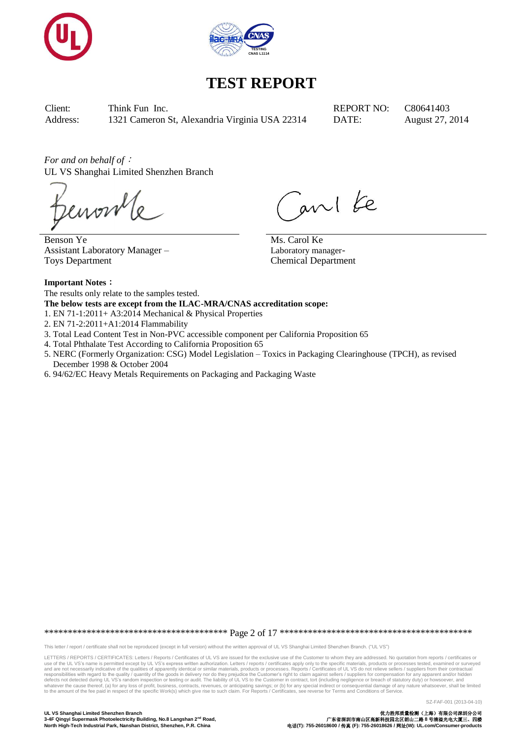# TEST REPORT

| | | | |
|---|---|---|---|
| Client: | Think Fun Inc. | REPORT NO: | C80641403 |
| Address: | 1321 Cameron St, Alexandria Virginia USA 22314 | DATE: | August 27, 2014 |

*For and on behalf of*：
UL VS Shanghai Limited Shenzhen Branch

Benson Ye
Assistant Laboratory Manager –
Toys Department

Ms. Carol Ke
Laboratory manager-
Chemical Department

**Important Notes：**

The results only relate to the samples tested.

**The below tests are except from the ILAC-MRA/CNAS accreditation scope:**

1. EN 71-1:2011+ A3:2014 Mechanical & Physical Properties
2. EN 71-2:2011+A1:2014 Flammability
3. Total Lead Content Test in Non-PVC accessible component per California Proposition 65
4. Total Phthalate Test According to California Proposition 65
5. NERC (Formerly Organization: CSG) Model Legislation – Toxics in Packaging Clearinghouse (TPCH), as revised December 1998 & October 2004
6. 94/62/EC Heavy Metals Requirements on Packaging and Packaging Waste

This letter / report / certificate shall not be reproduced (except in full version) without the written approval of UL VS Shanghai Limited Shenzhen Branch. ("UL VS")

LETTERS / REPORTS / CERTIFICATES: Letters / Reports / Certificates of UL VS are issued for the exclusive use of the Customer to whom they are addressed. No quotation from reports / certificates or use of the UL VS's name is permitted except by UL VS's express written authorization. Letters / reports / certificates apply only to the specific materials, products or processes tested, examined or surveyed and are not necessarily indicative of the qualities of apparently identical or similar materials, products or processes. Reports / Certificates of UL VS do not relieve sellers / suppliers from their contractual responsibilities with regard to the quality / quantity of the goods in delivery nor do they prejudice the Customer's right to claim against sellers / suppliers for compensation for any apparent and/or hidden defects not detected during UL VS's random inspection or testing or audit. The liability of UL VS to the Customer in contract, tort (including negligence or breach of statutory duty) or howsoever, and whatever the cause thereof, (a) for any loss of profit, business, contracts, revenues, or anticipating savings; or (b) for any special indirect or consequential damage of any nature whatsoever, shall be limited to the amount of the fee paid in respect of the specific Work(s) which give rise to such claim. For Reports / Certificates, see reverse for Terms and Conditions of Service.

SZ-FAF-001 (2013-04-10)

**UL VS Shanghai Limited Shenzhen Branch**
**3-4F Qingyi Supermask Photoelectricity Building, No.8 Langshan 2nd Road,**
**North High-Tech Industrial Park, Nanshan District, Shenzhen, P.R. China**

**优力胜邦质量检测（上海）有限公司深圳分公司**
**广东省深圳市南山区高新科技园北区朗山二路 8 号清溢光电大厦三、四楼**
**电话(T): 755-26018600 / 传真 (F): 755-26018626 / 网址(W): UL.com/Consumer-products**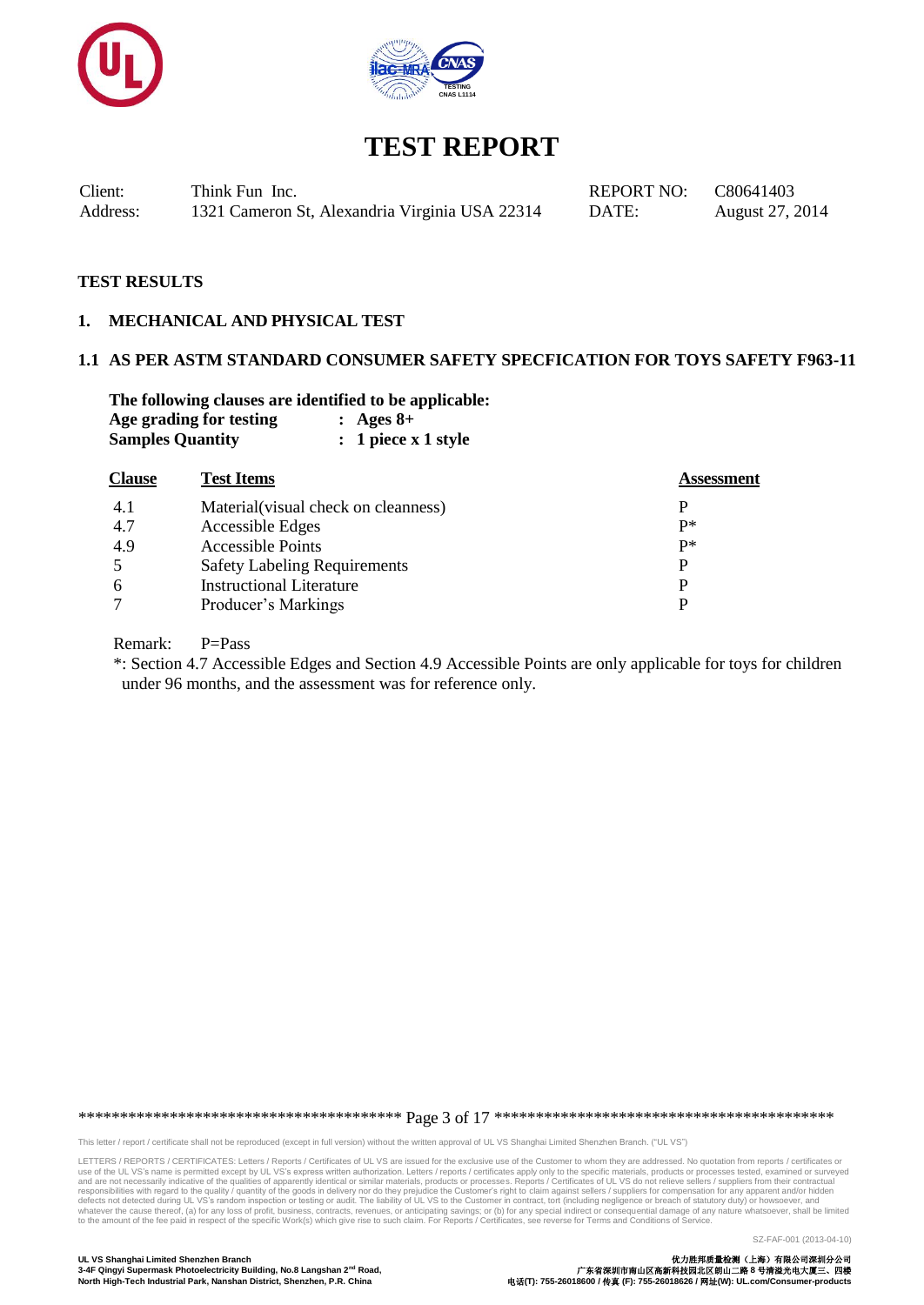# TEST REPORT

| | | | |
|---|---|---|---|
| Client: | Think Fun Inc. | REPORT NO: | C80641403 |
| Address: | 1321 Cameron St, Alexandria Virginia USA 22314 | DATE: | August 27, 2014 |

## TEST RESULTS

### 1. MECHANICAL AND PHYSICAL TEST

### 1.1 AS PER ASTM STANDARD CONSUMER SAFETY SPECFICATION FOR TOYS SAFETY F963-11

**The following clauses are identified to be applicable:**

**Age grading for testing : Ages 8+**

**Samples Quantity : 1 piece x 1 style**

| Clause | Test Items | Assessment |
|---|---|---|
| 4.1 | Material(visual check on cleanness) | P |
| 4.7 | Accessible Edges | P* |
| 4.9 | Accessible Points | P* |
| 5 | Safety Labeling Requirements | P |
| 6 | Instructional Literature | P |
| 7 | Producer's Markings | P |

Remark: P=Pass

*: Section 4.7 Accessible Edges and Section 4.9 Accessible Points are only applicable for toys for children under 96 months, and the assessment was for reference only.

This letter / report / certificate shall not be reproduced (except in full version) without the written approval of UL VS Shanghai Limited Shenzhen Branch. ("UL VS")

LETTERS / REPORTS / CERTIFICATES: Letters / Reports / Certificates of UL VS are issued for the exclusive use of the Customer to whom they are addressed. No quotation from reports / certificates or use of the UL VS's name is permitted except by UL VS's express written authorization. Letters / reports / certificates apply only to the specific materials, products or processes tested, examined or surveyed and are not necessarily indicative of the qualities of apparently identical or similar materials, products or processes. Reports / Certificates of UL VS do not relieve sellers / suppliers from their contractual responsibilities with regard to the quality / quantity of the goods in delivery nor do they prejudice the Customer's right to claim against sellers / suppliers for compensation for any apparent and/or hidden defects not detected during UL VS's random inspection or testing or audit. The liability of UL VS to the Customer in contract, tort (including negligence or breach of statutory duty) or howsoever, and whatever the cause thereof, (a) for any loss of profit, business, contracts, revenues, or anticipating savings; or (b) for any special indirect or consequential damage of any nature whatsoever, shall be limited to the amount of the fee paid in respect of the specific Work(s) which give rise to such claim. For Reports / Certificates, see reverse for Terms and Conditions of Service.

SZ-FAF-001 (2013-04-10)

**UL VS Shanghai Limited Shenzhen Branch**
**3-4F Qingyi Supermask Photoelectricity Building, No.8 Langshan 2nd Road, North High-Tech Industrial Park, Nanshan District, Shenzhen, P.R. China**

**优力胜邦质量检测（上海）有限公司深圳分公司**
**广东省深圳市南山区高新科技园北区朗山二路 8 号清溢光电大厦三、四楼**
**电话(T): 755-26018600 / 传真 (F): 755-26018626 / 网址(W): UL.com/Consumer-products**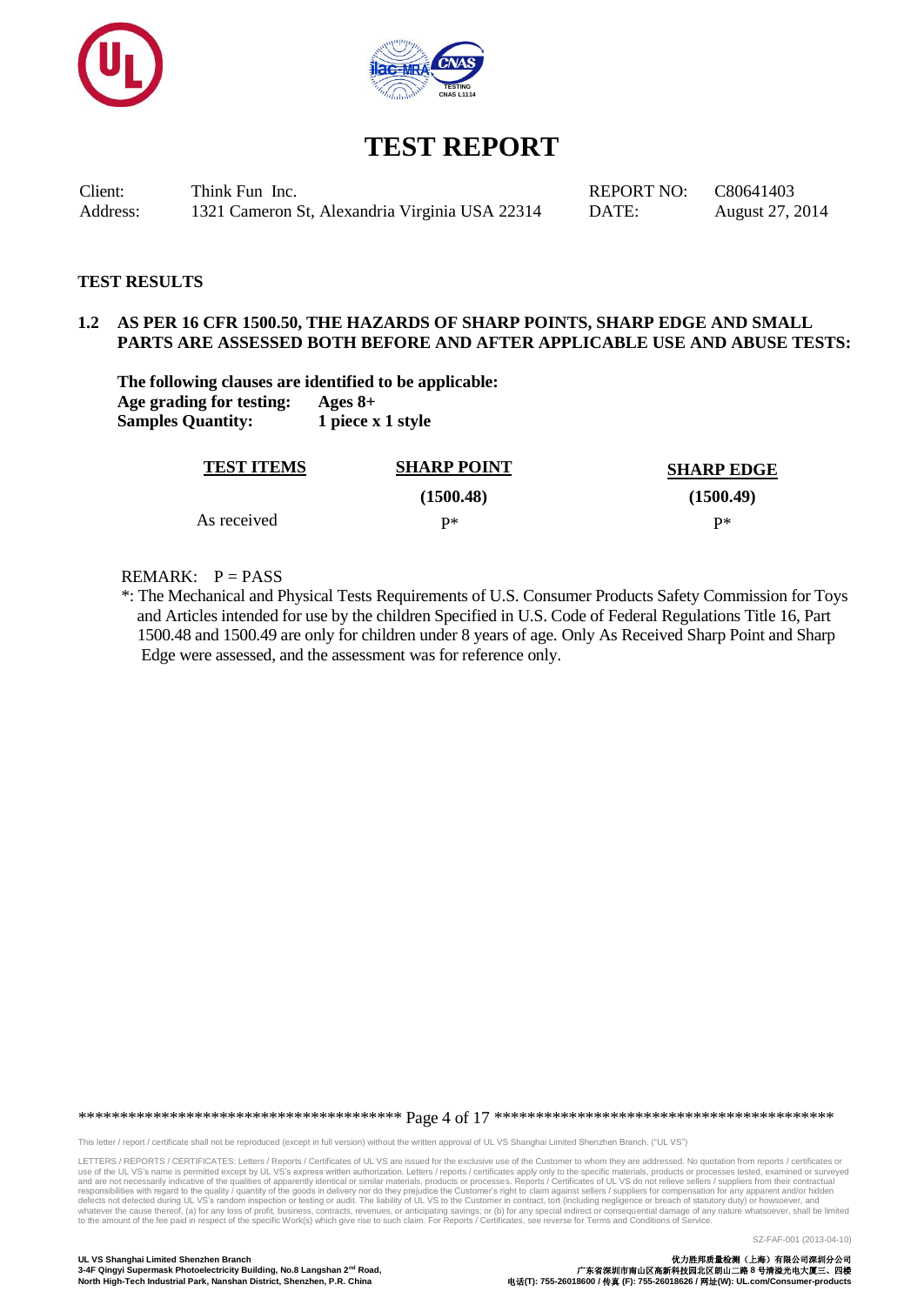# TEST REPORT

| Client: | Think Fun Inc. | REPORT NO: | C80641403 |
|---|---|---|---|
| Address: | 1321 Cameron St, Alexandria Virginia USA 22314 | DATE: | August 27, 2014 |

**TEST RESULTS**

**1.2 AS PER 16 CFR 1500.50, THE HAZARDS OF SHARP POINTS, SHARP EDGE AND SMALL PARTS ARE ASSESSED BOTH BEFORE AND AFTER APPLICABLE USE AND ABUSE TESTS:**

**The following clauses are identified to be applicable:**
**Age grading for testing:** **Ages 8+**
**Samples Quantity:** **1 piece x 1 style**

| TEST ITEMS | SHARP POINT (1500.48) | SHARP EDGE (1500.49) |
|---|---|---|
| As received | P* | P* |

REMARK: P = PASS

*: The Mechanical and Physical Tests Requirements of U.S. Consumer Products Safety Commission for Toys and Articles intended for use by the children Specified in U.S. Code of Federal Regulations Title 16, Part 1500.48 and 1500.49 are only for children under 8 years of age. Only As Received Sharp Point and Sharp Edge were assessed, and the assessment was for reference only.

This letter / report / certificate shall not be reproduced (except in full version) without the written approval of UL VS Shanghai Limited Shenzhen Branch. ("UL VS")

LETTERS / REPORTS / CERTIFICATES: Letters / Reports / Certificates of UL VS are issued for the exclusive use of the Customer to whom they are addressed. No quotation from reports / certificates or use of the UL VS's name is permitted except by UL VS's express written authorization. Letters / reports / certificates apply only to the specific materials, products or processes tested, examined or surveyed and are not necessarily indicative of the qualities of apparently identical or similar materials, products or processes. Reports / Certificates of UL VS do not relieve sellers / suppliers from their contractual responsibilities with regard to the quality / quantity of the goods in delivery nor do they prejudice the Customer's right to claim against sellers / suppliers for compensation for any apparent and/or hidden defects not detected during UL VS's random inspection or testing or audit. The liability of UL VS to the Customer in contract, tort (including negligence or breach of statutory duty) or howsoever, and whatever the cause thereof, (a) for any loss of profit, business, contracts, revenues, or anticipating savings; or (b) for any special indirect or consequential damage of any nature whatsoever, shall be limited to the amount of the fee paid in respect of the specific Work(s) which give rise to such claim. For Reports / Certificates, see reverse for Terms and Conditions of Service.

SZ-FAF-001 (2013-04-10)

**UL VS Shanghai Limited Shenzhen Branch**
**3-4F Qingyi Supermask Photoelectricity Building, No.8 Langshan 2nd Road, North High-Tech Industrial Park, Nanshan District, Shenzhen, P.R. China**

**优力胜邦质量检测（上海）有限公司深圳分公司**
**广东省深圳市南山区高新科技园北区朗山二路 8 号清溢光电大厦三、四楼**
**电话(T): 755-26018600 / 传真 (F): 755-26018626 / 网址(W): UL.com/Consumer-products**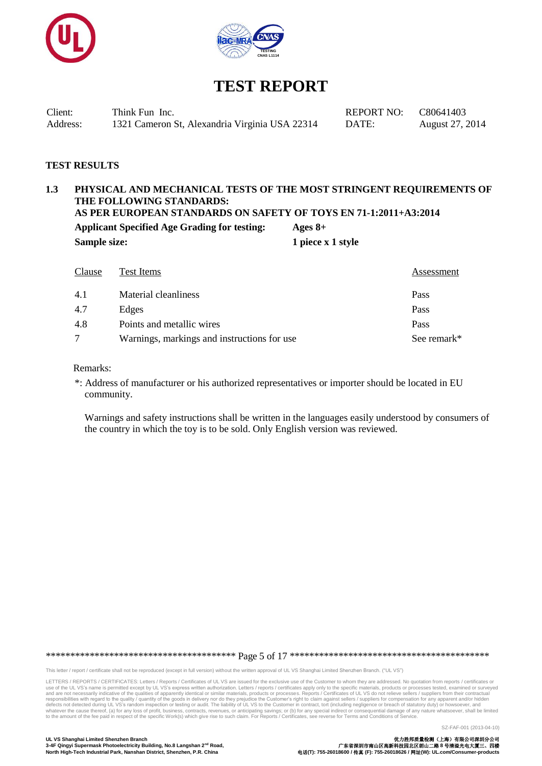# TEST REPORT

| | | | |
|---|---|---|---|
| Client: | Think Fun Inc. | REPORT NO: | C80641403 |
| Address: | 1321 Cameron St, Alexandria Virginia USA 22314 | DATE: | August 27, 2014 |

## TEST RESULTS

### 1.3 PHYSICAL AND MECHANICAL TESTS OF THE MOST STRINGENT REQUIREMENTS OF THE FOLLOWING STANDARDS: AS PER EUROPEAN STANDARDS ON SAFETY OF TOYS EN 71-1:2011+A3:2014

**Applicant Specified Age Grading for testing:** **Ages 8+**

**Sample size:** **1 piece x 1 style**

| Clause | Test Items | Assessment |
|---|---|---|
| 4.1 | Material cleanliness | Pass |
| 4.7 | Edges | Pass |
| 4.8 | Points and metallic wires | Pass |
| 7 | Warnings, markings and instructions for use | See remark* |

Remarks:

*: Address of manufacturer or his authorized representatives or importer should be located in EU community.

Warnings and safety instructions shall be written in the languages easily understood by consumers of the country in which the toy is to be sold. Only English version was reviewed.

This letter / report / certificate shall not be reproduced (except in full version) without the written approval of UL VS Shanghai Limited Shenzhen Branch. ("UL VS")

LETTERS / REPORTS / CERTIFICATES: Letters / Reports / Certificates of UL VS are issued for the exclusive use of the Customer to whom they are addressed. No quotation from reports / certificates or use of the UL VS's name is permitted except by UL VS's express written authorization. Letters / reports / certificates apply only to the specific materials, products or processes tested, examined or surveyed and are not necessarily indicative of the qualities of apparently identical or similar materials, products or processes. Reports / Certificates of UL VS do not relieve sellers / suppliers from their contractual responsibilities with regard to the quality / quantity of the goods in delivery nor do they prejudice the Customer's right to claim against sellers / suppliers for compensation for any apparent and/or hidden defects not detected during UL VS's random inspection or testing or audit. The liability of UL VS to the Customer in contract, tort (including negligence or breach of statutory duty) or howsoever, and whatever the cause thereof, (a) for any loss of profit, business, contracts, revenues, or anticipating savings; or (b) for any special indirect or consequential damage of any nature whatsoever, shall be limited to the amount of the fee paid in respect of the specific Work(s) which give rise to such claim. For Reports / Certificates, see reverse for Terms and Conditions of Service.

SZ-FAF-001 (2013-04-10)

**UL VS Shanghai Limited Shenzhen Branch**
**3-4F Qingyi Supermask Photoelectricity Building, No.8 Langshan 2nd Road, North High-Tech Industrial Park, Nanshan District, Shenzhen, P.R. China**

**优力胜邦质量检测（上海）有限公司深圳分公司**
**广东省深圳市南山区高新科技园北区朗山二路 8 号清溢光电大厦三、四楼**
**电话(T): 755-26018600 / 传真 (F): 755-26018626 / 网址(W): UL.com/Consumer-products**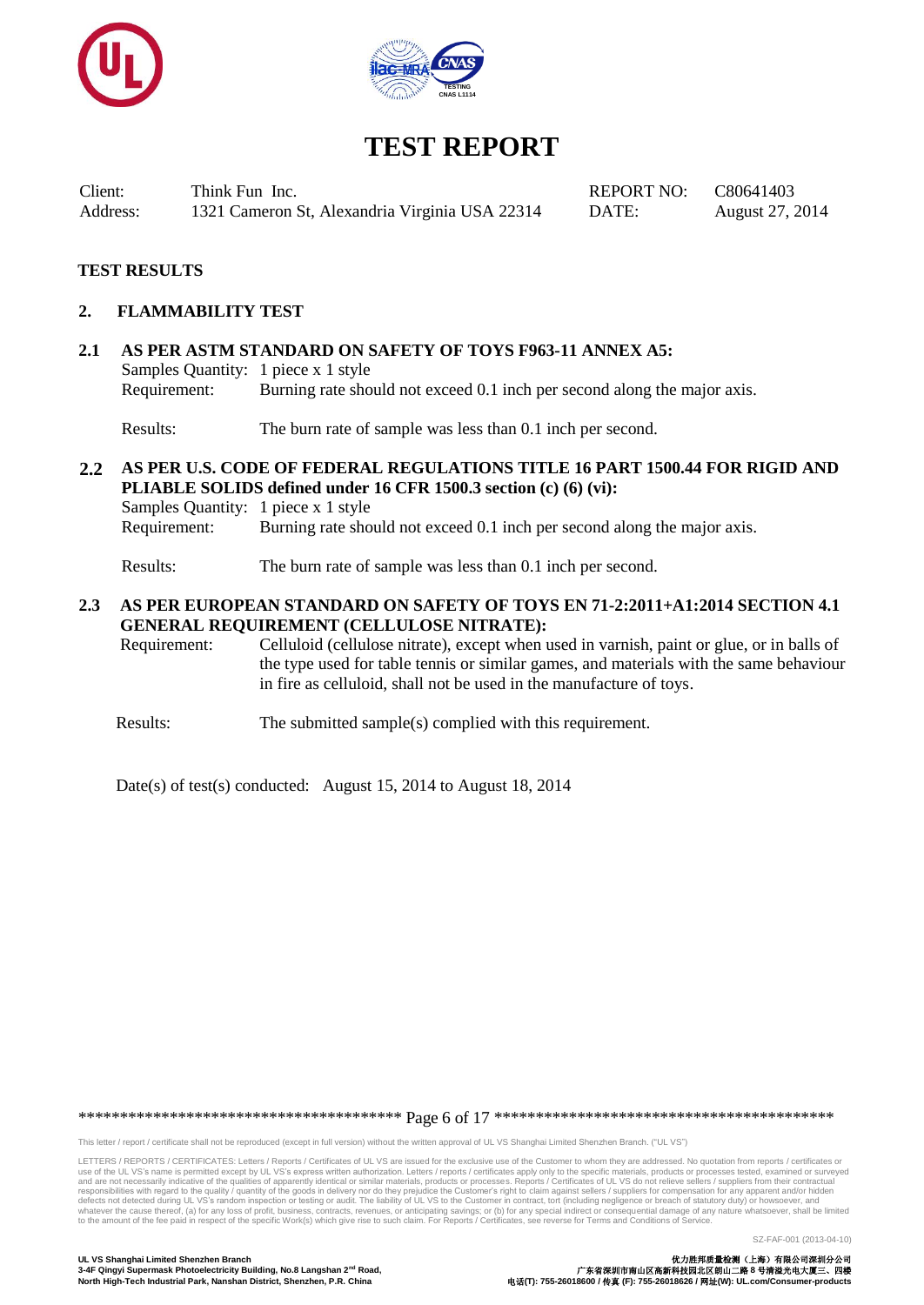# TEST REPORT

| Client: | Think Fun Inc. | REPORT NO: | C80641403 |
|---|---|---|---|
| Address: | 1321 Cameron St, Alexandria Virginia USA 22314 | DATE: | August 27, 2014 |

## TEST RESULTS

### 2. FLAMMABILITY TEST

**2.1 AS PER ASTM STANDARD ON SAFETY OF TOYS F963-11 ANNEX A5:**

Samples Quantity: 1 piece x 1 style

Requirement: Burning rate should not exceed 0.1 inch per second along the major axis.

Results: The burn rate of sample was less than 0.1 inch per second.

**2.2 AS PER U.S. CODE OF FEDERAL REGULATIONS TITLE 16 PART 1500.44 FOR RIGID AND PLIABLE SOLIDS defined under 16 CFR 1500.3 section (c) (6) (vi):**

Samples Quantity: 1 piece x 1 style

Requirement: Burning rate should not exceed 0.1 inch per second along the major axis.

Results: The burn rate of sample was less than 0.1 inch per second.

**2.3 AS PER EUROPEAN STANDARD ON SAFETY OF TOYS EN 71-2:2011+A1:2014 SECTION 4.1 GENERAL REQUIREMENT (CELLULOSE NITRATE):**

Requirement: Celluloid (cellulose nitrate), except when used in varnish, paint or glue, or in balls of the type used for table tennis or similar games, and materials with the same behaviour in fire as celluloid, shall not be used in the manufacture of toys.

Results: The submitted sample(s) complied with this requirement.

Date(s) of test(s) conducted: August 15, 2014 to August 18, 2014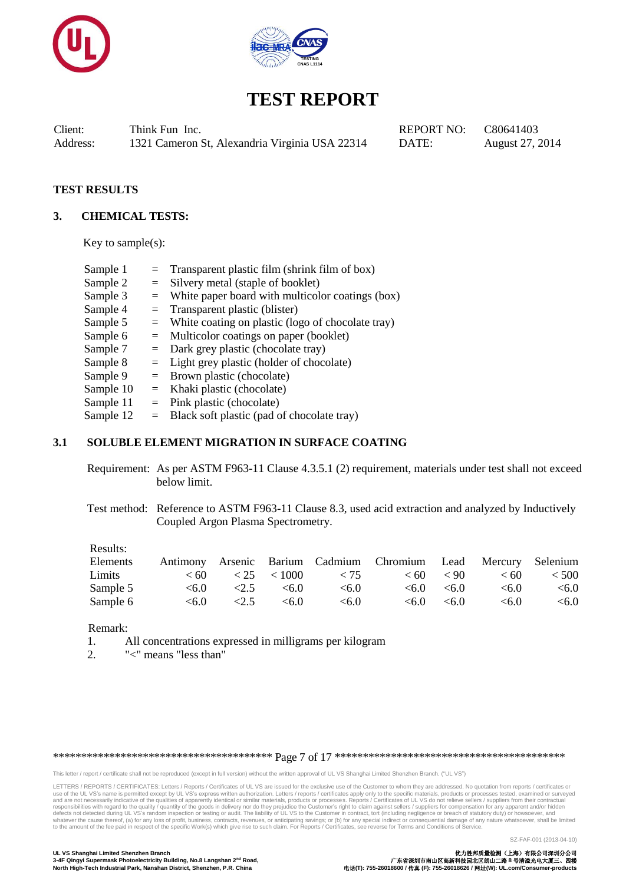# TEST REPORT

| Client: | Think Fun Inc. | REPORT NO: | C80641403 |
|---|---|---|---|
| Address: | 1321 Cameron St, Alexandria Virginia USA 22314 | DATE: | August 27, 2014 |

**TEST RESULTS**

## 3. CHEMICAL TESTS:

Key to sample(s):

- Sample 1 = Transparent plastic film (shrink film of box)
- Sample 2 = Silvery metal (staple of booklet)
- Sample 3 = White paper board with multicolor coatings (box)
- Sample 4 = Transparent plastic (blister)
- Sample 5 = White coating on plastic (logo of chocolate tray)
- Sample 6 = Multicolor coatings on paper (booklet)
- Sample 7 = Dark grey plastic (chocolate tray)
- Sample 8 = Light grey plastic (holder of chocolate)
- Sample 9 = Brown plastic (chocolate)
- Sample 10 = Khaki plastic (chocolate)
- Sample 11 = Pink plastic (chocolate)
- Sample 12 = Black soft plastic (pad of chocolate tray)

### 3.1 SOLUBLE ELEMENT MIGRATION IN SURFACE COATING

Requirement: As per ASTM F963-11 Clause 4.3.5.1 (2) requirement, materials under test shall not exceed below limit.

Test method: Reference to ASTM F963-11 Clause 8.3, used acid extraction and analyzed by Inductively Coupled Argon Plasma Spectrometry.

Results:

| Elements | Antimony | Arsenic | Barium | Cadmium | Chromium | Lead | Mercury | Selenium |
|---|---|---|---|---|---|---|---|---|
| Limits | < 60 | < 25 | < 1000 | < 75 | < 60 | < 90 | < 60 | < 500 |
| Sample 5 | <6.0 | <2.5 | <6.0 | <6.0 | <6.0 | <6.0 | <6.0 | <6.0 |
| Sample 6 | <6.0 | <2.5 | <6.0 | <6.0 | <6.0 | <6.0 | <6.0 | <6.0 |

Remark:

1. All concentrations expressed in milligrams per kilogram
2. "<" means "less than"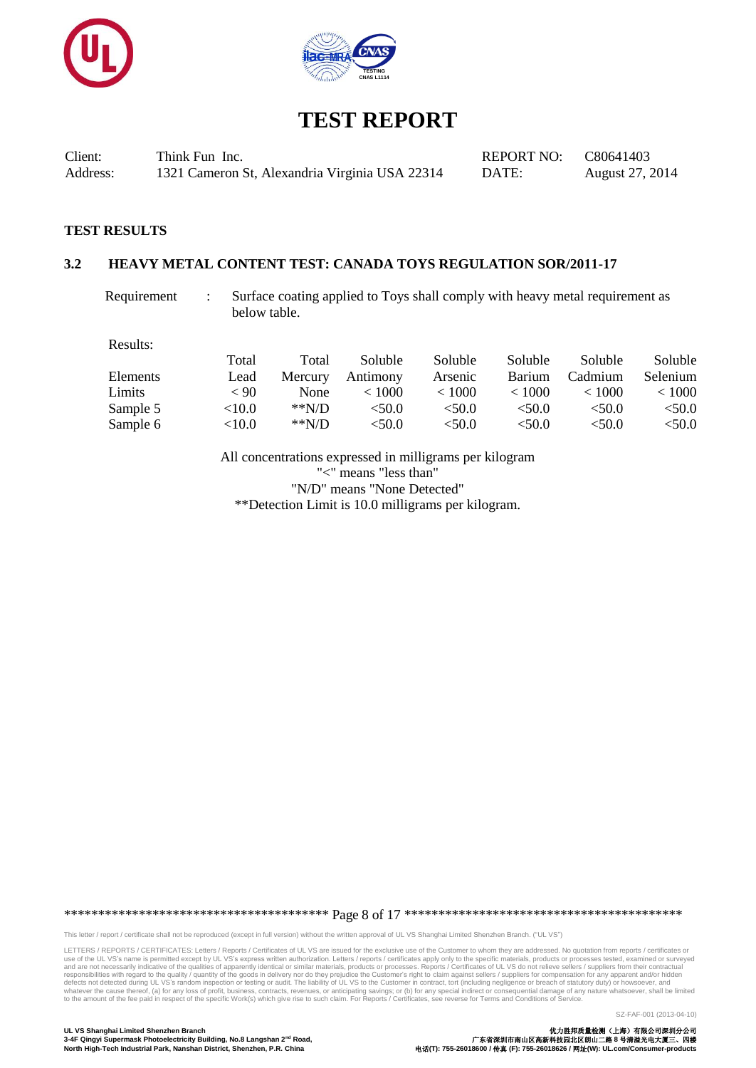# TEST REPORT

| | | | |
|---|---|---|---|
| Client: | Think Fun Inc. | REPORT NO: | C80641403 |
| Address: | 1321 Cameron St, Alexandria Virginia USA 22314 | DATE: | August 27, 2014 |

**TEST RESULTS**

**3.2 HEAVY METAL CONTENT TEST: CANADA TOYS REGULATION SOR/2011-17**

Requirement : Surface coating applied to Toys shall comply with heavy metal requirement as below table.

Results:

| Elements | Total Lead | Total Mercury | Soluble Antimony | Soluble Arsenic | Soluble Barium | Soluble Cadmium | Soluble Selenium |
|---|---|---|---|---|---|---|---|
| Limits | < 90 | None | < 1000 | < 1000 | < 1000 | < 1000 | < 1000 |
| Sample 5 | <10.0 | **N/D | <50.0 | <50.0 | <50.0 | <50.0 | <50.0 |
| Sample 6 | <10.0 | **N/D | <50.0 | <50.0 | <50.0 | <50.0 | <50.0 |

All concentrations expressed in milligrams per kilogram
"<" means "less than"
"N/D" means "None Detected"
**Detection Limit is 10.0 milligrams per kilogram.

This letter / report / certificate shall not be reproduced (except in full version) without the written approval of UL VS Shanghai Limited Shenzhen Branch. ("UL VS")

LETTERS / REPORTS / CERTIFICATES: Letters / Reports / Certificates of UL VS are issued for the exclusive use of the Customer to whom they are addressed. No quotation from reports / certificates or use of the UL VS's name is permitted except by UL VS's express written authorization. Letters / reports / certificates apply only to the specific materials, products or processes tested, examined or surveyed and are not necessarily indicative of the qualities of apparently identical or similar materials, products or processes. Reports / Certificates of UL VS do not relieve sellers / suppliers from their contractual responsibilities with regard to the quality / quantity of the goods in delivery nor do they prejudice the Customer's right to claim against sellers / suppliers for compensation for any apparent and/or hidden defects not detected during UL VS's random inspection or testing or audit. The liability of UL VS to the Customer in contract, tort (including negligence or breach of statutory duty) or howsoever, and whatever the cause thereof, (a) for any loss of profit, business, contracts, revenues, or anticipating savings; or (b) for any special indirect or consequential damage of any nature whatsoever, shall be limited to the amount of the fee paid in respect of the specific Work(s) which give rise to such claim. For Reports / Certificates, see reverse for Terms and Conditions of Service.

SZ-FAF-001 (2013-04-10)

**UL VS Shanghai Limited Shenzhen Branch**
**3-4F Qingyi Supermask Photoelectricity Building, No.8 Langshan 2nd Road, North High-Tech Industrial Park, Nanshan District, Shenzhen, P.R. China**

**优力胜邦质量检测（上海）有限公司深圳分公司**
**广东省深圳市南山区高新科技园北区朗山二路8号清溢光电大厦三、四楼**
**电话(T): 755-26018600 / 传真 (F): 755-26018626 / 网址(W): UL.com/Consumer-products**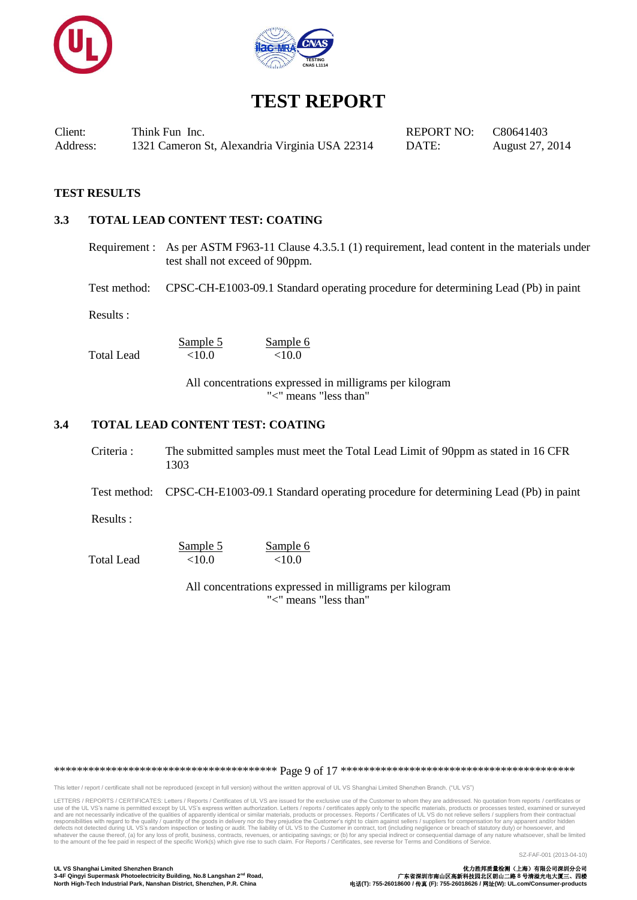# TEST REPORT

| Client: | Think Fun Inc. | REPORT NO: | C80641403 |
|---|---|---|---|
| Address: | 1321 Cameron St, Alexandria Virginia USA 22314 | DATE: | August 27, 2014 |

**TEST RESULTS**

## 3.3 TOTAL LEAD CONTENT TEST: COATING

Requirement : As per ASTM F963-11 Clause 4.3.5.1 (1) requirement, lead content in the materials under test shall not exceed of 90ppm.

Test method: CPSC-CH-E1003-09.1 Standard operating procedure for determining Lead (Pb) in paint

Results :

| | Sample 5 | Sample 6 |
|---|---|---|
| Total Lead | <10.0 | <10.0 |

All concentrations expressed in milligrams per kilogram
"<" means "less than"

## 3.4 TOTAL LEAD CONTENT TEST: COATING

Criteria : The submitted samples must meet the Total Lead Limit of 90ppm as stated in 16 CFR 1303

Test method: CPSC-CH-E1003-09.1 Standard operating procedure for determining Lead (Pb) in paint

Results :

| | Sample 5 | Sample 6 |
|---|---|---|
| Total Lead | <10.0 | <10.0 |

All concentrations expressed in milligrams per kilogram
"<" means "less than"

This letter / report / certificate shall not be reproduced (except in full version) without the written approval of UL VS Shanghai Limited Shenzhen Branch. ("UL VS")

LETTERS / REPORTS / CERTIFICATES: Letters / Reports / Certificates of UL VS are issued for the exclusive use of the Customer to whom they are addressed. No quotation from reports / certificates or use of the UL VS's name is permitted except by UL VS's express written authorization. Letters / reports / certificates apply only to the specific materials, products or processes tested, examined or surveyed and are not necessarily indicative of the qualities of apparently identical or similar materials, products or processes. Reports / Certificates of UL VS do not relieve sellers / suppliers from their contractual responsibilities with regard to the quality / quantity of the goods in delivery nor do they prejudice the Customer's right to claim against sellers / suppliers for compensation for any apparent and/or hidden defects not detected during UL VS's random inspection or testing or audit. The liability of UL VS to the Customer in contract, tort (including negligence or breach of statutory duty) or howsoever, and whatever the cause thereof, (a) for any loss of profit, business, contracts, revenues, or anticipating savings; or (b) for any special indirect or consequential damage of any nature whatsoever, shall be limited to the amount of the fee paid in respect of the specific Work(s) which give rise to such claim. For Reports / Certificates, see reverse for Terms and Conditions of Service.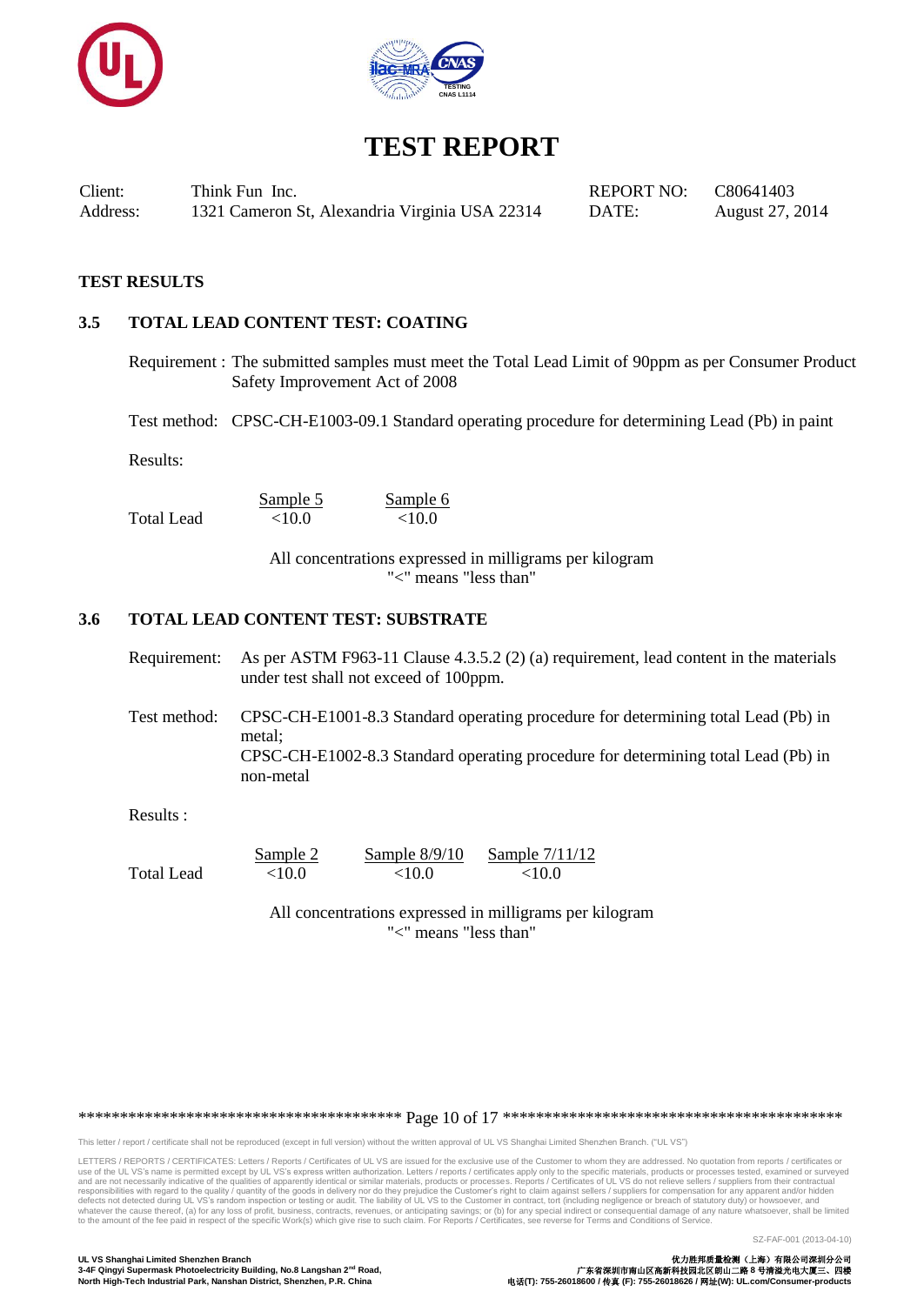# TEST REPORT

| Client: | Think Fun Inc. | REPORT NO: | C80641403 |
|---|---|---|---|
| Address: | 1321 Cameron St, Alexandria Virginia USA 22314 | DATE: | August 27, 2014 |

**TEST RESULTS**

### 3.5 TOTAL LEAD CONTENT TEST: COATING

Requirement : The submitted samples must meet the Total Lead Limit of 90ppm as per Consumer Product Safety Improvement Act of 2008

Test method: CPSC-CH-E1003-09.1 Standard operating procedure for determining Lead (Pb) in paint

Results:

| | Sample 5 | Sample 6 |
|---|---|---|
| Total Lead | <10.0 | <10.0 |

All concentrations expressed in milligrams per kilogram
"<" means "less than"

### 3.6 TOTAL LEAD CONTENT TEST: SUBSTRATE

Requirement: As per ASTM F963-11 Clause 4.3.5.2 (2) (a) requirement, lead content in the materials under test shall not exceed of 100ppm.

Test method: CPSC-CH-E1001-8.3 Standard operating procedure for determining total Lead (Pb) in metal;
CPSC-CH-E1002-8.3 Standard operating procedure for determining total Lead (Pb) in non-metal

Results :

| | Sample 2 | Sample 8/9/10 | Sample 7/11/12 |
|---|---|---|---|
| Total Lead | <10.0 | <10.0 | <10.0 |

All concentrations expressed in milligrams per kilogram
"<" means "less than"

This letter / report / certificate shall not be reproduced (except in full version) without the written approval of UL VS Shanghai Limited Shenzhen Branch. ("UL VS")

LETTERS / REPORTS / CERTIFICATES: Letters / Reports / Certificates of UL VS are issued for the exclusive use of the Customer to whom they are addressed. No quotation from reports / certificates or use of the UL VS's name is permitted except by UL VS's express written authorization. Letters / reports / certificates apply only to the specific materials, products or processes tested, examined or surveyed and are not necessarily indicative of the qualities of apparently identical or similar materials, products or processes. Reports / Certificates of UL VS do not relieve sellers / suppliers from their contractual responsibilities with regard to the quality / quantity of the goods in delivery nor do they prejudice the Customer's right to claim against sellers / suppliers for compensation for any apparent and/or hidden defects not detected during UL VS's random inspection or testing or audit. The liability of UL VS to the Customer in contract, tort (including negligence or breach of statutory duty) or howsoever, and whatever the cause thereof, (a) for any loss of profit, business, contracts, revenues, or anticipating savings; or (b) for any special indirect or consequential damage of any nature whatsoever, shall be limited to the amount of the fee paid in respect of the specific Work(s) which give rise to such claim. For Reports / Certificates, see reverse for Terms and Conditions of Service.

SZ-FAF-001 (2013-04-10)

**UL VS Shanghai Limited Shenzhen Branch**
**3-4F Qingyi Supermask Photoelectricity Building, No.8 Langshan 2nd Road, North High-Tech Industrial Park, Nanshan District, Shenzhen, P.R. China**

**优力胜邦质量检测（上海）有限公司深圳分公司**
**广东省深圳市南山区高新科技园北区朗山二路 8 号清溢光电大厦三、四楼**
**电话(T): 755-26018600 / 传真 (F): 755-26018626 / 网址(W): UL.com/Consumer-products**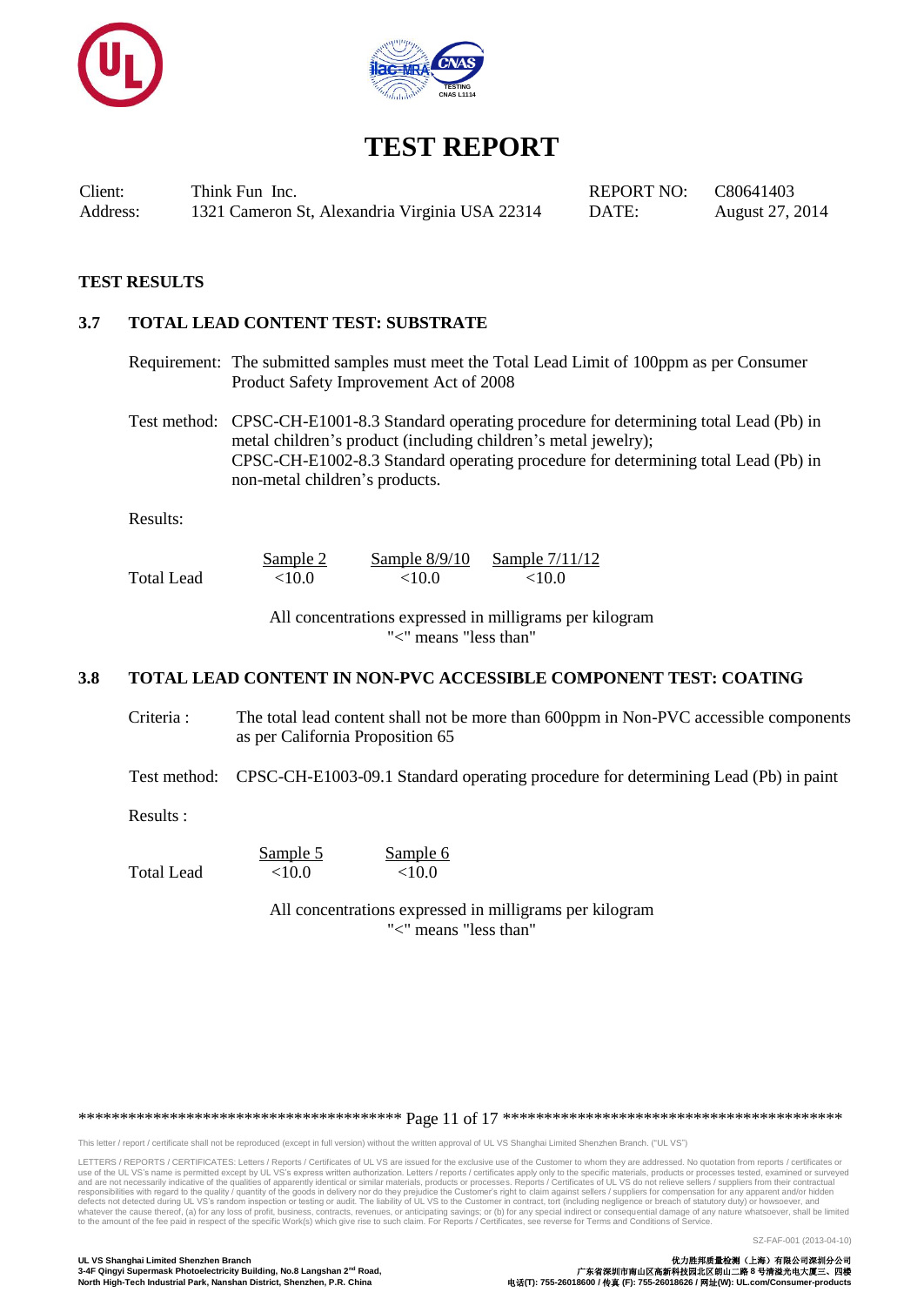# TEST REPORT

| Client: | Think Fun Inc. | REPORT NO: | C80641403 |
|---|---|---|---|
| Address: | 1321 Cameron St, Alexandria Virginia USA 22314 | DATE: | August 27, 2014 |

## TEST RESULTS

### 3.7 TOTAL LEAD CONTENT TEST: SUBSTRATE

Requirement: The submitted samples must meet the Total Lead Limit of 100ppm as per Consumer Product Safety Improvement Act of 2008

Test method: CPSC-CH-E1001-8.3 Standard operating procedure for determining total Lead (Pb) in metal children's product (including children's metal jewelry);
CPSC-CH-E1002-8.3 Standard operating procedure for determining total Lead (Pb) in non-metal children's products.

Results:

| | Sample 2 | Sample 8/9/10 | Sample 7/11/12 |
|---|---|---|---|
| Total Lead | <10.0 | <10.0 | <10.0 |

All concentrations expressed in milligrams per kilogram
"<" means "less than"

### 3.8 TOTAL LEAD CONTENT IN NON-PVC ACCESSIBLE COMPONENT TEST: COATING

Criteria : The total lead content shall not be more than 600ppm in Non-PVC accessible components as per California Proposition 65

Test method: CPSC-CH-E1003-09.1 Standard operating procedure for determining Lead (Pb) in paint

Results :

| | Sample 5 | Sample 6 |
|---|---|---|
| Total Lead | <10.0 | <10.0 |

All concentrations expressed in milligrams per kilogram
"<" means "less than"

This letter / report / certificate shall not be reproduced (except in full version) without the written approval of UL VS Shanghai Limited Shenzhen Branch. ("UL VS")

LETTERS / REPORTS / CERTIFICATES: Letters / Reports / Certificates of UL VS are issued for the exclusive use of the Customer to whom they are addressed. No quotation from reports / certificates or use of the UL VS's name is permitted except by UL VS's express written authorization. Letters / reports / certificates apply only to the specific materials, products or processes tested, examined or surveyed and are not necessarily indicative of the qualities of apparently identical or similar materials, products or processes. Reports / Certificates of UL VS do not relieve sellers / suppliers from their contractual responsibilities with regard to the quality / quantity of the goods in delivery nor do they prejudice the Customer's right to claim against sellers / suppliers for compensation for any apparent and/or hidden defects not detected during UL VS's random inspection or testing or audit. The liability of UL VS to the Customer in contract, tort (including negligence or breach of statutory duty) or howsoever, and whatever the cause thereof, (a) for any loss of profit, business, contracts, revenues, or anticipating savings; or (b) for any special indirect or consequential damage of any nature whatsoever, shall be limited to the amount of the fee paid in respect of the specific Work(s) which give rise to such claim. For Reports / Certificates, see reverse for Terms and Conditions of Service.

SZ-FAF-001 (2013-04-10)

UL VS Shanghai Limited Shenzhen Branch
3-4F Qingyi Supermask Photoelectricity Building, No.8 Langshan 2nd Road, North High-Tech Industrial Park, Nanshan District, Shenzhen, P.R. China

优力胜邦质量检测（上海）有限公司深圳分公司
广东省深圳市南山区高新科技园北区朗山二路 8 号清溢光电大厦三、四楼
电话(T): 755-26018600 / 传真 (F): 755-26018626 / 网址(W): UL.com/Consumer-products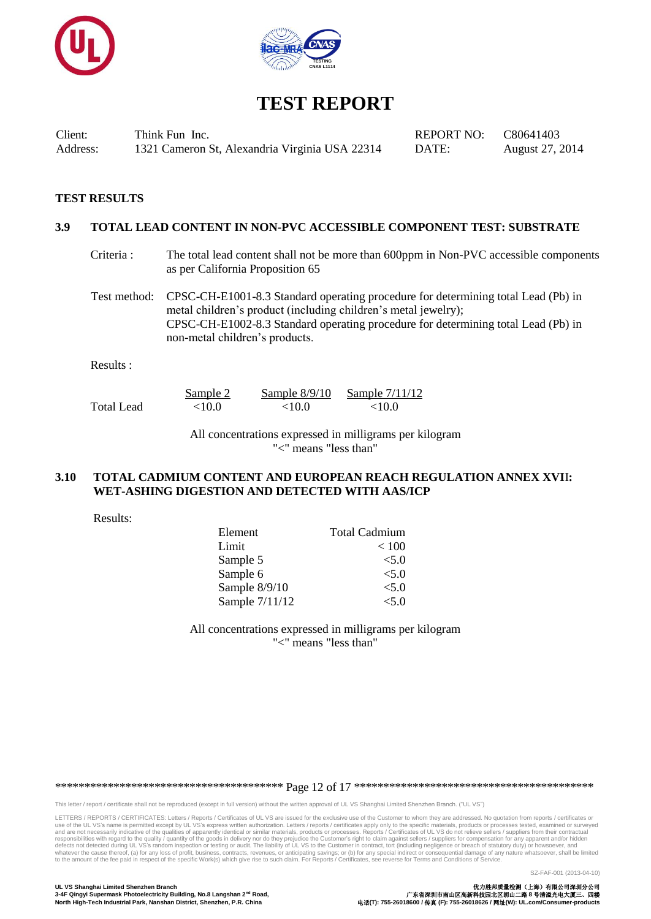# TEST REPORT

| | | | |
|---|---|---|---|
| Client: | Think Fun Inc. | REPORT NO: | C80641403 |
| Address: | 1321 Cameron St, Alexandria Virginia USA 22314 | DATE: | August 27, 2014 |

## TEST RESULTS

### 3.9 TOTAL LEAD CONTENT IN NON-PVC ACCESSIBLE COMPONENT TEST: SUBSTRATE

Criteria : The total lead content shall not be more than 600ppm in Non-PVC accessible components as per California Proposition 65

Test method: CPSC-CH-E1001-8.3 Standard operating procedure for determining total Lead (Pb) in metal children's product (including children's metal jewelry);
CPSC-CH-E1002-8.3 Standard operating procedure for determining total Lead (Pb) in non-metal children's products.

Results :

| | Sample 2 | Sample 8/9/10 | Sample 7/11/12 |
|---|---|---|---|
| Total Lead | <10.0 | <10.0 | <10.0 |

All concentrations expressed in milligrams per kilogram
"<" means "less than"

### 3.10 TOTAL CADMIUM CONTENT AND EUROPEAN REACH REGULATION ANNEX XVII: WET-ASHING DIGESTION AND DETECTED WITH AAS/ICP

Results:

| Element | Total Cadmium |
|---|---|
| Limit | < 100 |
| Sample 5 | <5.0 |
| Sample 6 | <5.0 |
| Sample 8/9/10 | <5.0 |
| Sample 7/11/12 | <5.0 |

All concentrations expressed in milligrams per kilogram
"<" means "less than"

This letter / report / certificate shall not be reproduced (except in full version) without the written approval of UL VS Shanghai Limited Shenzhen Branch. ("UL VS")

LETTERS / REPORTS / CERTIFICATES: Letters / Reports / Certificates of UL VS are issued for the exclusive use of the Customer to whom they are addressed. No quotation from reports / certificates or use of the UL VS's name is permitted except by UL VS's express written authorization. Letters / reports / certificates apply only to the specific materials, products or processes tested, examined or surveyed and are not necessarily indicative of the qualities of apparently identical or similar materials, products or processes. Reports / Certificates of UL VS do not relieve sellers / suppliers from their contractual responsibilities with regard to the quality / quantity of the goods in delivery nor do they prejudice the Customer's right to claim against sellers / suppliers for compensation for any apparent and/or hidden defects not detected during UL VS's random inspection or testing or audit. The liability of UL VS to the Customer in contract, tort (including negligence or breach of statutory duty) or howsoever, and whatever the cause thereof, (a) for any loss of profit, business, contracts, revenues, or anticipating savings; or (b) for any special indirect or consequential damage of any nature whatsoever, shall be limited to the amount of the fee paid in respect of the specific Work(s) which give rise to such claim. For Reports / Certificates, see reverse for Terms and Conditions of Service.

SZ-FAF-001 (2013-04-10)

UL VS Shanghai Limited Shenzhen Branch
3-4F Qingyi Supermask Photoelectricity Building, No.8 Langshan 2nd Road,
North High-Tech Industrial Park, Nanshan District, Shenzhen, P.R. China

优力胜邦质量检测（上海）有限公司深圳分公司
广东省深圳市南山区高新科技园北区朗山二路 8 号清溢光电大厦三、四楼
电话(T): 755-26018600 / 传真 (F): 755-26018626 / 网址(W): UL.com/Consumer-products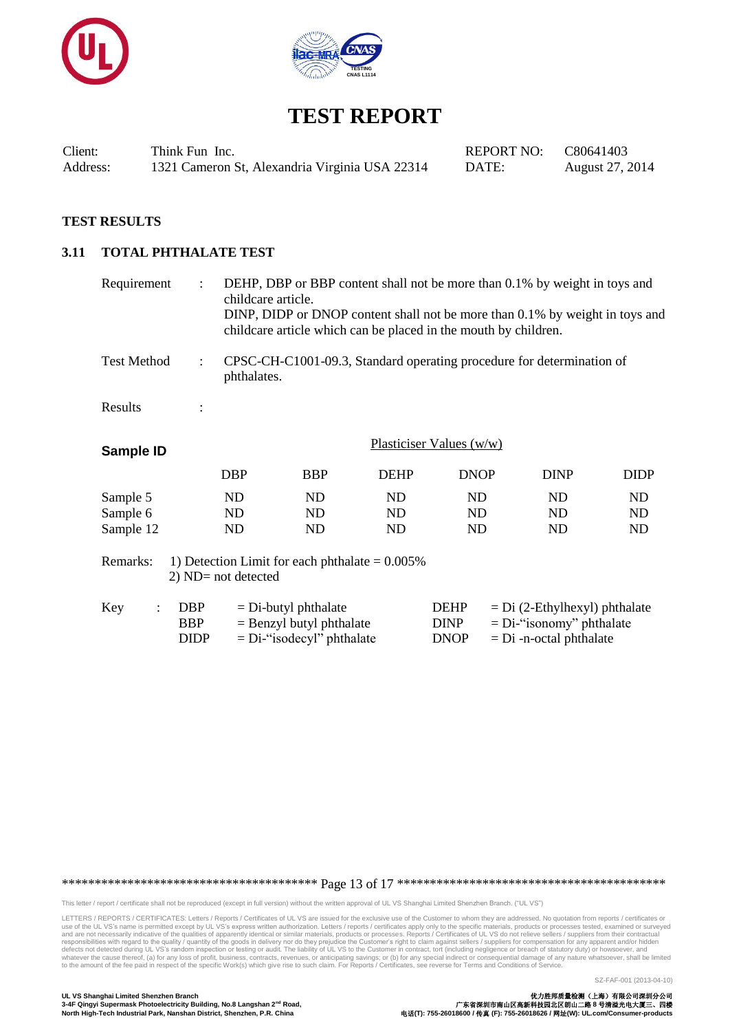# TEST REPORT

| | | | |
|---|---|---|---|
| Client: | Think Fun Inc. | REPORT NO: | C80641403 |
| Address: | 1321 Cameron St, Alexandria Virginia USA 22314 | DATE: | August 27, 2014 |

**TEST RESULTS**

## 3.11 TOTAL PHTHALATE TEST

Requirement : DEHP, DBP or BBP content shall not be more than 0.1% by weight in toys and childcare article.
DINP, DIDP or DNOP content shall not be more than 0.1% by weight in toys and childcare article which can be placed in the mouth by children.

Test Method : CPSC-CH-C1001-09.3, Standard operating procedure for determination of phthalates.

Results :

| **Sample ID** | Plasticiser Values (w/w) | | | | | |
|---|---|---|---|---|---|---|
| | DBP | BBP | DEHP | DNOP | DINP | DIDP |
| Sample 5 | ND | ND | ND | ND | ND | ND |
| Sample 6 | ND | ND | ND | ND | ND | ND |
| Sample 12 | ND | ND | ND | ND | ND | ND |

Remarks: 1) Detection Limit for each phthalate = 0.005%
2) ND= not detected

Key :

| | | | |
|---|---|---|---|
| DBP | = Di-butyl phthalate | DEHP | = Di (2-Ethylhexyl) phthalate |
| BBP | = Benzyl butyl phthalate | DINP | = Di-"isonomy" phthalate |
| DIDP | = Di-"isodecyl" phthalate | DNOP | = Di -n-octal phthalate |

This letter / report / certificate shall not be reproduced (except in full version) without the written approval of UL VS Shanghai Limited Shenzhen Branch. ("UL VS")

LETTERS / REPORTS / CERTIFICATES: Letters / Reports / Certificates of UL VS are issued for the exclusive use of the Customer to whom they are addressed. No quotation from reports / certificates or use of the UL VS's name is permitted except by UL VS's express written authorization. Letters / reports / certificates apply only to the specific materials, products or processes tested, examined or surveyed and are not necessarily indicative of the qualities of apparently identical or similar materials, products or processes. Reports / Certificates of UL VS do not relieve sellers / suppliers from their contractual responsibilities with regard to the quality / quantity of the goods in delivery nor do they prejudice the Customer's right to claim against sellers / suppliers for compensation for any apparent and/or hidden defects not detected during UL VS's random inspection or testing or audit. The liability of UL VS to the Customer in contract, tort (including negligence or breach of statutory duty) or howsoever, and whatever the cause thereof, (a) for any loss of profit, business, contracts, revenues, or anticipating savings; or (b) for any special indirect or consequential damage of any nature whatsoever, shall be limited to the amount of the fee paid in respect of the specific Work(s) which give rise to such claim. For Reports / Certificates, see reverse for Terms and Conditions of Service.

SZ-FAF-001 (2013-04-10)

**UL VS Shanghai Limited Shenzhen Branch**
**3-4F Qingyi Supermask Photoelectricity Building, No.8 Langshan 2nd Road, North High-Tech Industrial Park, Nanshan District, Shenzhen, P.R. China**

**优力胜邦质量检测（上海）有限公司深圳分公司**
**广东省深圳市南山区高新科技园北区朗山二路 8 号清溢光电大厦三、四楼**
**电话(T): 755-26018600 / 传真 (F): 755-26018626 / 网址(W): UL.com/Consumer-products**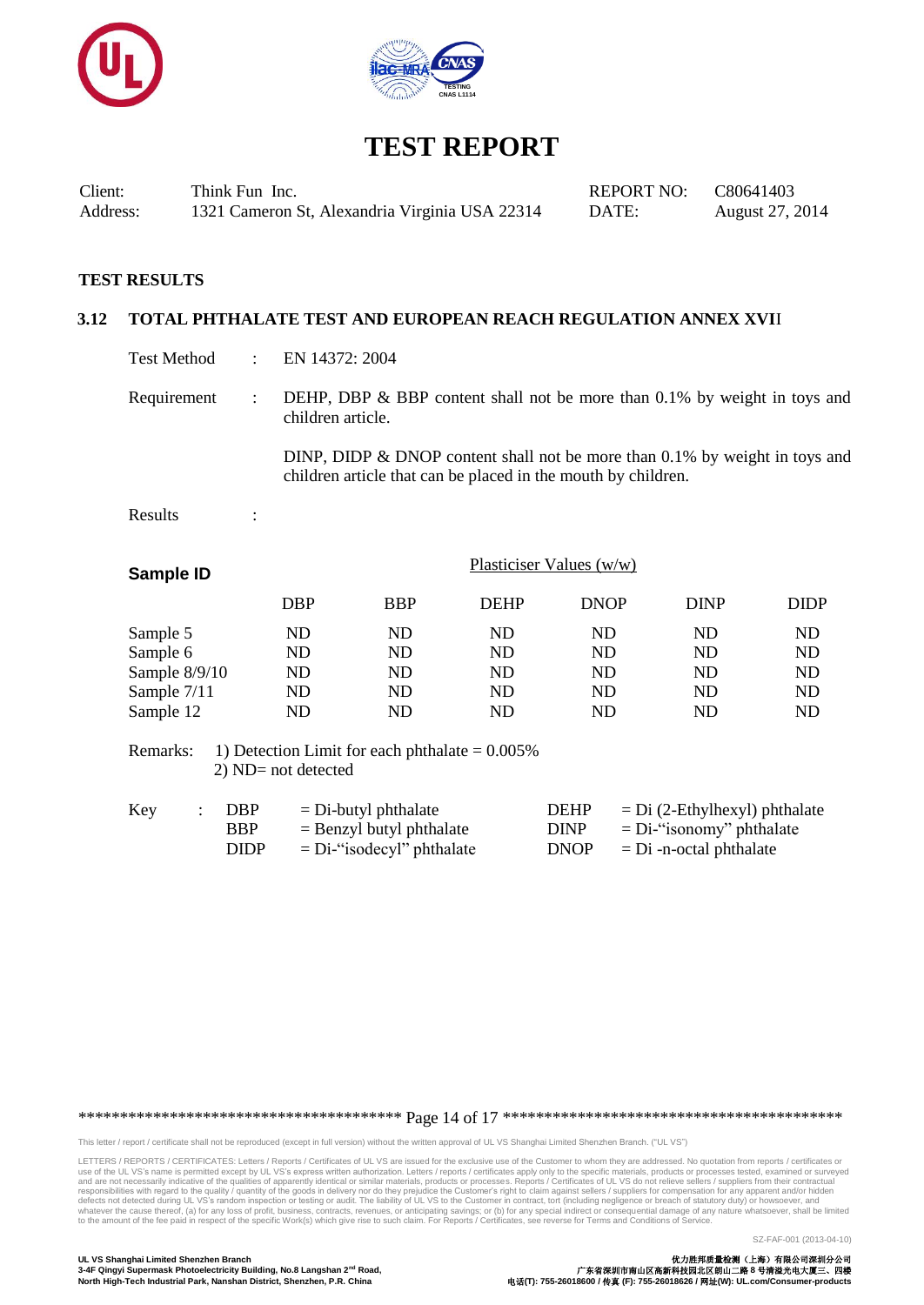# TEST REPORT

| Client: | Think Fun Inc. | REPORT NO: | C80641403 |
|---|---|---|---|
| Address: | 1321 Cameron St, Alexandria Virginia USA 22314 | DATE: | August 27, 2014 |

## TEST RESULTS

### 3.12 TOTAL PHTHALATE TEST AND EUROPEAN REACH REGULATION ANNEX XVII

Test Method : EN 14372: 2004

Requirement : DEHP, DBP & BBP content shall not be more than 0.1% by weight in toys and children article.

DINP, DIDP & DNOP content shall not be more than 0.1% by weight in toys and children article that can be placed in the mouth by children.

Results :

| **Sample ID** | Plasticiser Values (w/w) | | | | | |
|---|---|---|---|---|---|---|
| | DBP | BBP | DEHP | DNOP | DINP | DIDP |
| Sample 5 | ND | ND | ND | ND | ND | ND |
| Sample 6 | ND | ND | ND | ND | ND | ND |
| Sample 8/9/10 | ND | ND | ND | ND | ND | ND |
| Sample 7/11 | ND | ND | ND | ND | ND | ND |
| Sample 12 | ND | ND | ND | ND | ND | ND |

Remarks: 1) Detection Limit for each phthalate = 0.005%
2) ND= not detected

| Key : | | | |
|---|---|---|---|
| DBP | = Di-butyl phthalate | DEHP | = Di (2-Ethylhexyl) phthalate |
| BBP | = Benzyl butyl phthalate | DINP | = Di-"isonomy" phthalate |
| DIDP | = Di-"isodecyl" phthalate | DNOP | = Di -n-octal phthalate |

This letter / report / certificate shall not be reproduced (except in full version) without the written approval of UL VS Shanghai Limited Shenzhen Branch. ("UL VS")

LETTERS / REPORTS / CERTIFICATES: Letters / Reports / Certificates of UL VS are issued for the exclusive use of the Customer to whom they are addressed. No quotation from reports / certificates or use of the UL VS's name is permitted except by UL VS's express written authorization. Letters / reports / certificates apply only to the specific materials, products or processes tested, examined or surveyed and are not necessarily indicative of the qualities of apparently identical or similar materials, products or processes. Reports / Certificates of UL VS do not relieve sellers / suppliers from their contractual responsibilities with regard to the quality / quantity of the goods in delivery nor do they prejudice the Customer's right to claim against sellers / suppliers for compensation for any apparent and/or hidden defects not detected during UL VS's random inspection or testing or audit. The liability of UL VS to the Customer in contract, tort (including negligence or breach of statutory duty) or howsoever, and whatever the cause thereof, (a) for any loss of profit, business, contracts, revenues, or anticipating savings; or (b) for any special indirect or consequential damage of any nature whatsoever, shall be limited to the amount of the fee paid in respect of the specific Work(s) which give rise to such claim. For Reports / Certificates, see reverse for Terms and Conditions of Service.

SZ-FAF-001 (2013-04-10)

**UL VS Shanghai Limited Shenzhen Branch**
**3-4F Qingyi Supermask Photoelectricity Building, No.8 Langshan 2nd Road, North High-Tech Industrial Park, Nanshan District, Shenzhen, P.R. China**

**优力胜邦质量检测（上海）有限公司深圳分公司**
**广东省深圳市南山区高新科技园北区朗山二路 8 号清溢光电大厦三、四楼**
**电话(T): 755-26018600 / 传真 (F): 755-26018626 / 网址(W): UL.com/Consumer-products**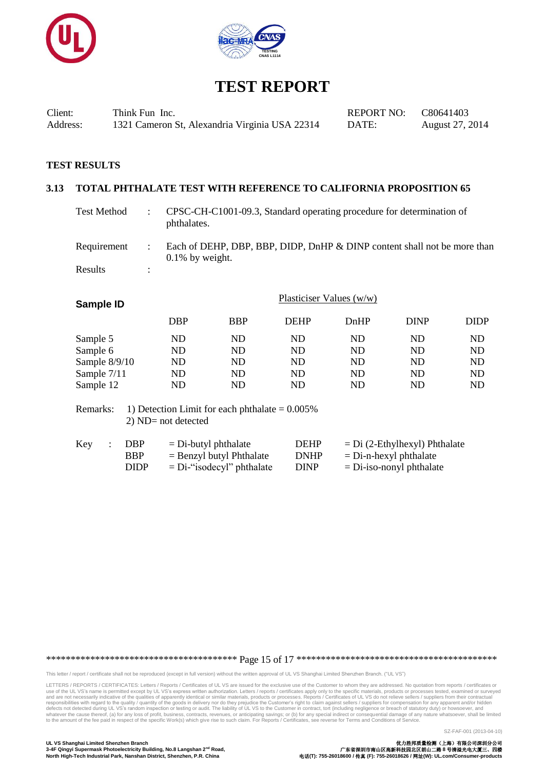# TEST REPORT

| Client: | Think Fun Inc. | REPORT NO: | C80641403 |
|---|---|---|---|
| Address: | 1321 Cameron St, Alexandria Virginia USA 22314 | DATE: | August 27, 2014 |

## TEST RESULTS

### 3.13 TOTAL PHTHALATE TEST WITH REFERENCE TO CALIFORNIA PROPOSITION 65

Test Method : CPSC-CH-C1001-09.3, Standard operating procedure for determination of phthalates.

Requirement : Each of DEHP, DBP, BBP, DIDP, DnHP & DINP content shall not be more than 0.1% by weight.

Results :

| Sample ID | Plasticiser Values (w/w) | | | | | |
|---|---|---|---|---|---|---|
| | DBP | BBP | DEHP | DnHP | DINP | DIDP |
| Sample 5 | ND | ND | ND | ND | ND | ND |
| Sample 6 | ND | ND | ND | ND | ND | ND |
| Sample 8/9/10 | ND | ND | ND | ND | ND | ND |
| Sample 7/11 | ND | ND | ND | ND | ND | ND |
| Sample 12 | ND | ND | ND | ND | ND | ND |

Remarks: 1) Detection Limit for each phthalate = 0.005%
2) ND= not detected

Key :

| | | | |
|---|---|---|---|
| DBP | = Di-butyl phthalate | DEHP | = Di (2-Ethylhexyl) Phthalate |
| BBP | = Benzyl butyl Phthalate | DNHP | = Di-n-hexyl phthalate |
| DIDP | = Di-“isodecyl” phthalate | DINP | = Di-iso-nonyl phthalate |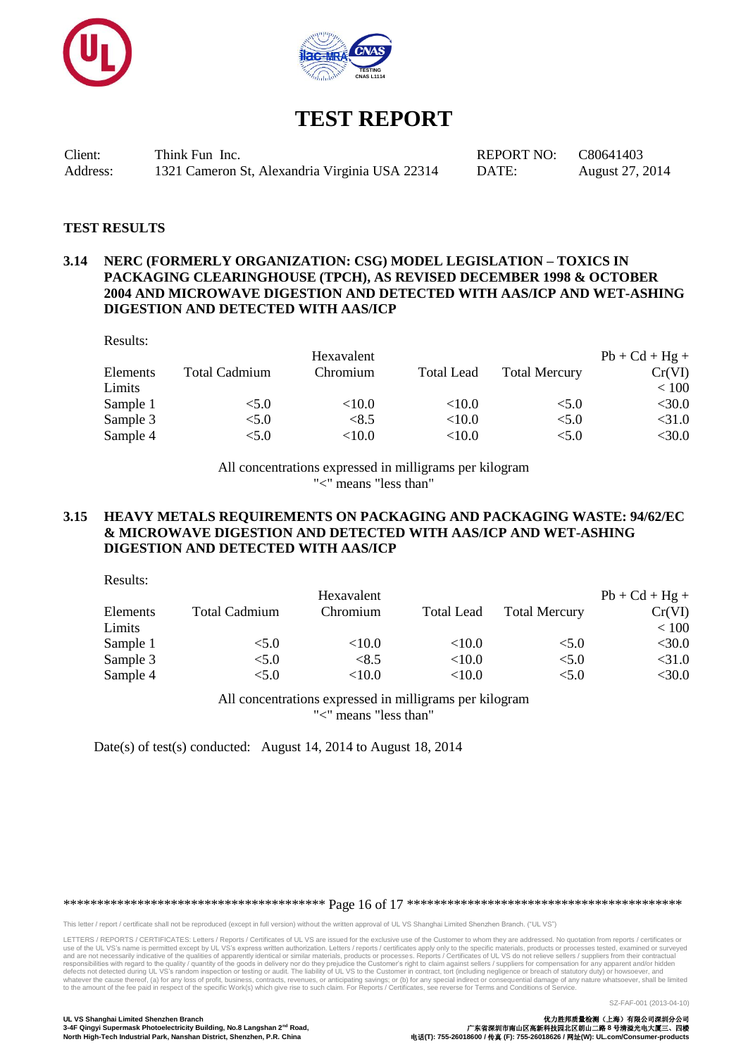# TEST REPORT

| Client: | Think Fun Inc. | REPORT NO: | C80641403 |
|---|---|---|---|
| Address: | 1321 Cameron St, Alexandria Virginia USA 22314 | DATE: | August 27, 2014 |

**TEST RESULTS**

**3.14 NERC (FORMERLY ORGANIZATION: CSG) MODEL LEGISLATION – TOXICS IN PACKAGING CLEARINGHOUSE (TPCH), AS REVISED DECEMBER 1998 & OCTOBER 2004 AND MICROWAVE DIGESTION AND DETECTED WITH AAS/ICP AND WET-ASHING DIGESTION AND DETECTED WITH AAS/ICP**

Results:

| Elements | Total Cadmium | Hexavalent Chromium | Total Lead | Total Mercury | Pb + Cd + Hg + Cr(VI) |
|---|---|---|---|---|---|
| Limits | | | | | < 100 |
| Sample 1 | <5.0 | <10.0 | <10.0 | <5.0 | <30.0 |
| Sample 3 | <5.0 | <8.5 | <10.0 | <5.0 | <31.0 |
| Sample 4 | <5.0 | <10.0 | <10.0 | <5.0 | <30.0 |

All concentrations expressed in milligrams per kilogram
"<" means "less than"

**3.15 HEAVY METALS REQUIREMENTS ON PACKAGING AND PACKAGING WASTE: 94/62/EC & MICROWAVE DIGESTION AND DETECTED WITH AAS/ICP AND WET-ASHING DIGESTION AND DETECTED WITH AAS/ICP**

Results:

| Elements | Total Cadmium | Hexavalent Chromium | Total Lead | Total Mercury | Pb + Cd + Hg + Cr(VI) |
|---|---|---|---|---|---|
| Limits | | | | | < 100 |
| Sample 1 | <5.0 | <10.0 | <10.0 | <5.0 | <30.0 |
| Sample 3 | <5.0 | <8.5 | <10.0 | <5.0 | <31.0 |
| Sample 4 | <5.0 | <10.0 | <10.0 | <5.0 | <30.0 |

All concentrations expressed in milligrams per kilogram
"<" means "less than"

Date(s) of test(s) conducted: August 14, 2014 to August 18, 2014

This letter / report / certificate shall not be reproduced (except in full version) without the written approval of UL VS Shanghai Limited Shenzhen Branch. ("UL VS")

LETTERS / REPORTS / CERTIFICATES: Letters / Reports / Certificates of UL VS are issued for the exclusive use of the Customer to whom they are addressed. No quotation from reports / certificates or use of the UL VS's name is permitted except by UL VS's express written authorization. Letters / reports / certificates apply only to the specific materials, products or processes tested, examined or surveyed and are not necessarily indicative of the qualities of apparently identical or similar materials, products or processes. Reports / Certificates of UL VS do not relieve sellers / suppliers from their contractual responsibilities with regard to the quality / quantity of the goods in delivery nor do they prejudice the Customer's right to claim against sellers / suppliers for compensation for any apparent and/or hidden defects not detected during UL VS's random inspection or testing or audit. The liability of UL VS to the Customer in contract, tort (including negligence or breach of statutory duty) or howsoever, and whatever the cause thereof, (a) for any loss of profit, business, contracts, revenues, or anticipating savings; or (b) for any special indirect or consequential damage of any nature whatsoever, shall be limited to the amount of the fee paid in respect of the specific Work(s) which give rise to such claim. For Reports / Certificates, see reverse for Terms and Conditions of Service.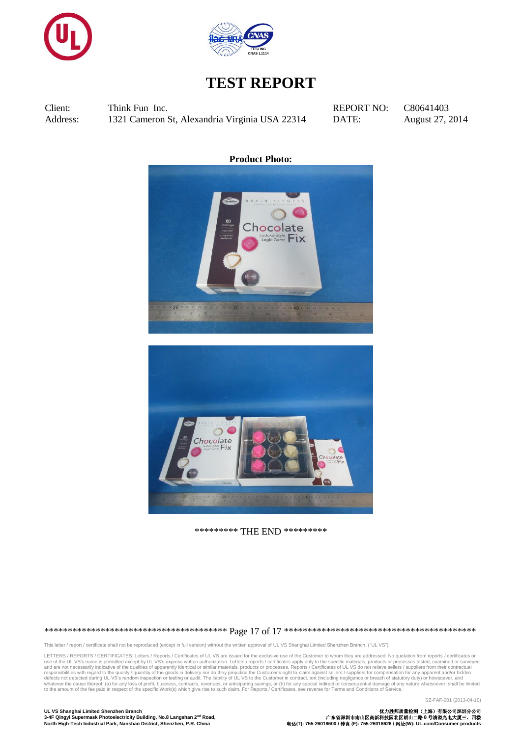# TEST REPORT

| | | | |
|---|---|---|---|
| Client: | Think Fun Inc. | REPORT NO: | C80641403 |
| Address: | 1321 Cameron St, Alexandria Virginia USA 22314 | DATE: | August 27, 2014 |

**Product Photo:**

********* THE END *********

This letter / report / certificate shall not be reproduced (except in full version) without the written approval of UL VS Shanghai Limited Shenzhen Branch. ("UL VS")

LETTERS / REPORTS / CERTIFICATES: Letters / Reports / Certificates of UL VS are issued for the exclusive use of the Customer to whom they are addressed. No quotation from reports / certificates or use of the UL VS's name is permitted except by UL VS's express written authorization. Letters / reports / certificates apply only to the specific materials, products or processes tested, examined or surveyed and are not necessarily indicative of the qualities of apparently identical or similar materials, products or processes. Reports / Certificates of UL VS do not relieve sellers / suppliers from their contractual responsibilities with regard to the quality / quantity of the goods in delivery nor do they prejudice the Customer's right to claim against sellers / suppliers for compensation for any apparent and/or hidden defects not detected during UL VS's random inspection or testing or audit. The liability of UL VS to the Customer in contract, tort (including negligence or breach of statutory duty) or howsoever, and whatever the cause thereof, (a) for any loss of profit, business, contracts, revenues, or anticipating savings; or (b) for any special indirect or consequential damage of any nature whatsoever, shall be limited to the amount of the fee paid in respect of the specific Work(s) which give rise to such claim. For Reports / Certificates, see reverse for Terms and Conditions of Service.

SZ-FAF-001 (2013-04-10)

**UL VS Shanghai Limited Shenzhen Branch**
**3-4F Qingyi Supermask Photoelectricity Building, No.8 Langshan 2nd Road,**
**North High-Tech Industrial Park, Nanshan District, Shenzhen, P.R. China**

**优力胜邦质量检测（上海）有限公司深圳分公司**
**广东省深圳市南山区高新科技园北区朗山二路 8 号清溢光电大厦三、四楼**
**电话(T): 755-26018600 / 传真 (F): 755-26018626 / 网址(W): UL.com/Consumer-products**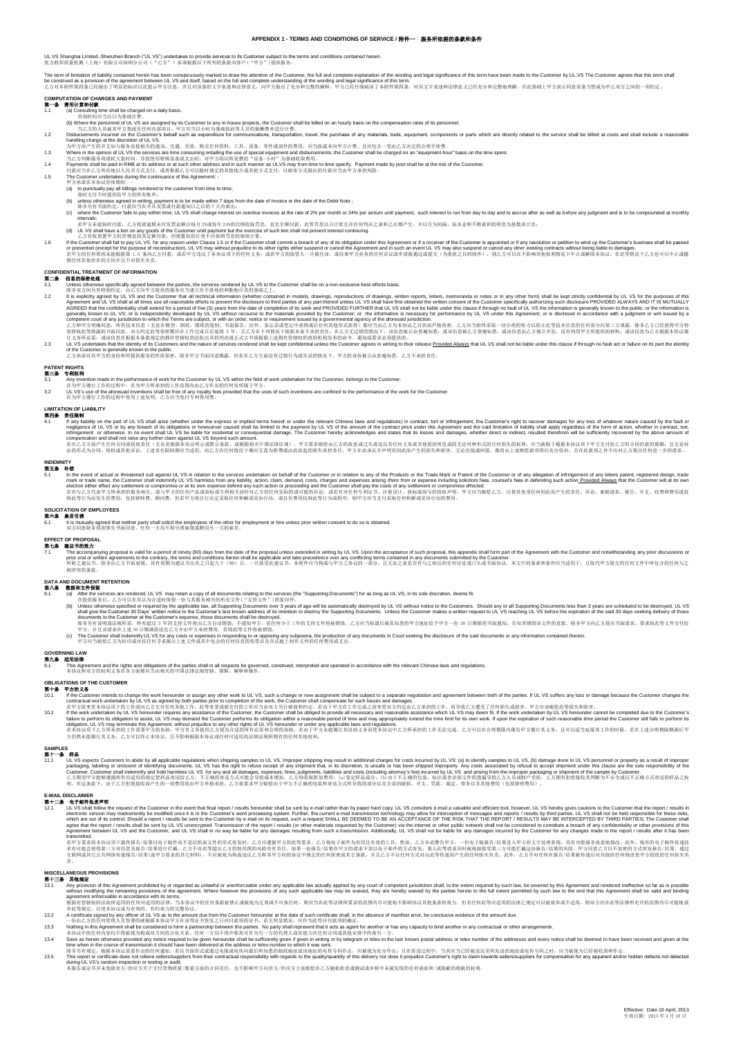# APPENDIX 1 - TERMS AND CONDITIONS OF SERVICE / 附件一：服务所依据的条款和条件

UL VS Shanghai Limited.-Shenzhen Branch ("UL VS") undertakes to provide services to its Customer subject to the terms and conditions contained herein.
优力胜邦质量检测（上海）有限公司深圳分公司（"乙方"）承诺根据以下所列的条款向客户（"甲方"）提供服务。

The term of limitation of liability contained herein has been conspicuously marked to draw the attention of the Customer, the full and complete explanation of the wording and legal significance of this term has been made to the Customer by UL.VS The Customer agrees that this term shall be construed as a provision of the agreement between UL VS and itself, based on the full and complete understanding of the wording and legal significance of this term.
乙方对本附件第四条已经加注了明显的标识以此提示甲方注意，并且对该条的文字表述和法律意义，向甲方做出了充分和完整的解释。甲方已经仔细阅读了本附件第四条，对该文字表述和法律意义已经充分和完整地理解，在此基础上甲方表示同意该条当然成为甲乙双方之间的一项约定。

## COMPUTATION OF CHARGES AND PAYMENT
## 第一条　费用计算和付款

1.1 (a) Consulting time shall be charged on a daily basis.
咨询时间应当以日为基础计费。
(b) Where the personnel of UL VS are assigned by its Customer to any in-house projects, the Customer shall be billed on an hourly basis on the compensation rates of its personnel.
当乙方的人员被其甲方指派至任何内部项目，甲方应当以小时为基础按此等人员的报酬费率进行计费。

1.2 Disbursements incurred on the Customer's behalf such as expenditure for communications, transportation, travel, the purchase of any materials, tools, equipment, components or parts which are directly related to the service shall be billed at costs and shall include a reasonable handling charge at the discretion of UL VS.
为甲方而产生的开支如与服务直接相关的通讯、交通、差旅、购买任何原料、工具、设备、零件或部件的费用，应当按成本向甲方计费，且应包含一笔由乙方决定的合理手续费。

1.3 Where in the opinion of UL VS the services are time consuming entailing the use of special equipment and disbursements, the Customer shall be charged on an "equipment-hour" basis on the time spent.
当乙方判断服务将消耗大量时间，导致使用特殊设备或支出时，对甲方将以所花费的"设备-小时"为基础收取费用。

1.4 Payments shall be paid in RMB at its address or at such other address and in such manner as UL VS may from time to time specify. Payment made by post shall be at the risk of the Customer.
付款应当在乙方所在地以人民币方式支付，或者根据乙方可以随时规定的其他地方或其他方式支付。以邮寄方式做出的付款应当由甲方承担风险。

1.5 The Customer undertakes during the continuance of this Agreement: -
甲方承诺在本协议存续期间：-
(a) to punctually pay all billings rendered to the customer from time to time;
准时支付不时提供给甲方的所有账单；
(b) unless otherwise agreed in writing, payment is to be made within 7 days from the date of Invoice or the date of the Debit Note ;
除非另有书面约定，付款应当在开具发票或付款通知日之后的7天内做出；
(c) where the Customer fails to pay within time, UL VS shall charge interest on overdue invoices at the rate of 2% per month or 24% per annum until payment, such interest to run from day to day and to accrue after as well as before any judgment and is to be compounded at monthly intervals;
若甲方未能按时付款，乙方将就逾期未付发票金额以每月2%或每年24%的比例收取罚息，直至全额付款，此等罚息以日计算且在任何判决之前和之后都产生，并以月为间隔，按本金和不断累积的利息为基数来计息；
(d) UL VS shall have a lien on any goods of the Customer until payment but the exercise of such lien shall not prevent interest continuing.
乙方享有留置甲方的货物直到其足额付款，但留置权的行使不应妨碍罚息的继续计算。

1.6 If the Customer shall fail to pay UL VS for any reason under Clause 1.5 or if the Customer shall commit a breach of any of its obligation under this Agreement or if a receiver of the Customer is appointed or if any resolution or petition to wind up the Customer's business shall be passed or presented (except for the purpose of reconstruction), UL VS may without prejudice to its other rights either suspend or cancel any other existing contracts without being liable to damages.
若甲方因任何原因未能根据第1.5条向乙方付款，或若甲方违反了本协议项下的任何义务，或若甲方的接管人已被任命，或结束甲方业务的任何决议或申请被通过或提交（为重组之目的除外），则乙方可以在不影响其他权利情况下中止或解除本协议，在此等情况下乙方也可以中止或撤销任何其他存在的合同并且不对损失负责。

## CONFIDENTIAL TREATMENT OF INFORMATION
## 第二条　信息的保密处理

2.1 Unless otherwise specifically agreed between the parties, the services rendered by UL VS to the Customer shall be on a non-exclusive best-efforts basis.
除非双方另有特别约定，由乙方向甲方提供的服务应当建立在不排他的和勤勉尽责的基础之上。

2.2 It is explicitly agreed by UL VS and the Customer that all technical information (whether contained in models, drawings, reproductions of drawings, written reports, letters, memoranda or notes or in any other form) shall be kept strictly confidential by UL VS for the purposes of this Agreement and UL VS shall at all times use all reasonable efforts to prevent the disclosure to third parties of any part thereof unless UL VS shall have first obtained the written consent of the Customer specifically authorizing such disclosure PROVIDED ALWAYS AND IT IS MUTUALLY AGREED that the confidentiality shall extend for a period of five (5) years from the date of completion of its work and PROVIDED FURTHER that UL VS shall not be liable under this clause if through no fault of UL VS the information is generally known to the public; or is independently developed by UL VS without recourse to the materials provided by the Customer; or the information is necessary for performance by UL VS under this Agreement; or is disclosed in accordance with a judgment of or an order issued by a competent court of any jurisdiction to which the Terms are subject, or with an order, notice or requirement issued by a governmental agency of the aforesaid jurisdiction.
乙方和甲方明确同意，所有技术信息（无论在模型、图纸、图纸的复制、书面报告、信件、备忘录或笔记中获得以任何其他形式获得）都应当由乙方为本协议之目的而严格保密，乙方应当始终采取一切合理的努力以防止将技术信息的任何部分向第三方泄露，除非乙方已经获得甲方特别授权此等泄露的书面同意。双方约定此等保密期应在工作完成日后延续5年，且乙方在下列情况下根据本条不承担责任：在乙方无过错的情况下，该信息被公众普遍知悉；或该信息由乙方独立开发，没有利用甲方所提供的材料；或该信息为乙方根据本协议履行义务所必需；或该信息在根据本条款规定的拥有管辖权的法院出具的判决或正式文书或根据上述拥有管辖权的政府机构发布的命令、通知或要求必须提供的。

2.3 UL VS undertakes that the identity of its Customers and the nature of services rendered shall be kept confidential unless the Customer agrees in writing to their release Provided Always that UL VS shall not be liable under this clause if through no fault or failure on its part the identity of the Customer is generally known to the public.
乙方承诺对其甲方的身份和所提供服务的性质保密，除非甲方书面同意揭露，但若在乙方方面没有过错行为或失误的情况下，甲方的身份被公众普遍知悉，乙方不承担责任。

## PATENT RIGHTS
## 第三条　专利权利

3.1 Any invention made in the performance of work for the Customer by UL VS within the field of work undertaken for the Customer, belongs to the Customer.
在为甲方履行工作的过程中，在为甲方所承担的工作范围内由乙方作出的任何发明属于甲方。

3.2 UL VS's use of the aforesaid inventions shall be free of any royalty fees provided that the uses of such inventions are confined to the performance of work for the Customer.
在为甲方履行工作的过程中使用上述发明，乙方应当免付专利使用费。

## LIMITATION OF LIABILITY
## 第四条　责任限制

4.1 If any liability on the part of UL VS shall arise (whether under the express or implied terms hereof or under the relevant Chinese laws and regulations) in contract, tort or infringement, the Customer's right to recover damages for any loss of whatever nature caused by the fault or negligence of UL VS or by any breach of its obligations or howsoever caused shall be limited to the payment by UL VS of the amount of the contract price under this Agreement and the said limitation of liability shall apply regardless of the form of action, whether in contract, tort, infringement or otherwise. In no event shall UL VS be liable for incidental or consequential damage. The Customer hereby acknowledges and states that its losses and damages, whether direct or indirect, resulted therefrom will be sufficiently recovered by the above amount of compensation and shall not raise any further claim against UL VS beyond such amount.
若在乙方基于合同或侵权责任（无论是根据本协议明示或默示条款，或根据相关中国法律法规），甲方要求赔偿由乙方的过错或过失或违反其任何义务或其他原因所造成的无论何种性质的损失的权利，应当限制于根据本协议项下甲方支付给乙方的合同价款的数额，且无论诉讼的形式为合同、侵权或其他诉讼，上述责任限制都应当适用。而乙方在任何情况下都不应为附带或由此而起的损失承担责任。甲方在此承认并声明其因此而产生的损失和损害，无论直接或间接，都将由上述赔偿款项得到充分弥补，且在此款项之外不应对乙方提出任何进一步的请求。

## INDEMNITY
## 第五条　补偿

5.1 In the event of actual or threatened suit against UL VS in relation to the services undertaken on behalf of the Customer or in relation to any of the Products or the Trade Mark or Patent of the Customer or of any allegation of infringement of any letters patent, registered design, trade mark or trade name, the Customer shall indemnify UL VS harmless from any liability, action, claim, demand, costs, charges and expenses arising there from or expenses including solicitors fees, counsel's fees in defending such action Provided Always that the Customer will at its own election either effect any settlement or compromise or at its own expense defend any such action or proceeding and the Customer shall pay the costs of any settlement or compromise effected.
若有与乙方代表甲方所承担的服务相关，或与甲方的任何产品或商标或专利相关而针对乙方的任何实际的或可能的诉讼，或者有对任何专利证书、注册设计、商标或商号的侵权声明，甲方应当赔偿乙方，以使其免受任何因此而产生的责任、诉讼、索赔请求、催告、开支、收费和费用或因辩此等行为而发生的费用，包括律师费、顾问费，但甲方将自行决定采取任何和解或妥协行动，或自负费用抗辩此等行为或程序，则甲方应当支付采取任何和解或妥协行动的费用。

## SOLICITATION OF EMPLOYEES
## 第六条　雇员引诱

6.1 It is mutually agreed that neither party shall solicit the employees of the other for employment or hire unless prior written consent to do so is obtained.
双方同意除非得到事先书面同意，任何一方均不得引诱雇佣或聘用另一方的雇员。

## EFFECT OF PROPOSAL
## 第七条　建议书的效力

7.1 The accompanying proposal is valid for a period of ninety (90) days from the date of the proposal unless extended in writing by UL VS. Upon the acceptance of such proposal, this appendix shall form part of the Agreement with the Customer and notwithstanding any prior discussions or prior oral or written agreements to the contrary, the terms and conditions herein shall be applicable and take precedence over any conflicting terms contained in any documents submitted by the Customer.
所附之建议书，除非由乙方书面延展，其有效期为建议书出具之日起九十（90）日。一旦接受此建议书，本附件应当构成与甲方之协议的一部分，且无论之前是否有与之相反的任何讨论或口头或书面协议，本文中的条款和条件应当适用于、且取代甲方提交的任何文件中所包含的任何与之相冲突的条款。

## DATA AND DOCUMENT RETENTION
## 第八条　数据和文件保留

8.1 (a) After the services are rendered, UL VS may retain a copy of all documents relating to the services (the "Supporting Documents") for as long as UL VS, in its sole discretion, deems fit.
在提供服务后，乙方可以在其认为适当时保留一份与其服务相关的所有文件("支持文件")的复印件。
(b) Unless otherwise specified or required by applicable law, all Supporting Documents over 3 years of age will be automatically destroyed by UL VS without notice to the Customers. Should any or all Supporting Documents less than 3 years are scheduled to be destroyed, UL VS shall give the Customer 30 Days' written notice to the Customer's last known address of its intention to destroy the Supporting Documents. Unless the Customer makes a written request to UL VS reaching UL VS before the expiration of the said 30 days seeking delivery of those documents to the Customer at the Customer's expense, those documents shall be destroyed.
除非另有说明或法规所需，所有超过3年的支持文件将由乙方自动销毁，不通知甲方。若任何少于三年的支持文件将被销毁，乙方应当按最后被其知悉的甲方地址给予甲方一份30日期限的书面通知，告知其销毁该文件的意图。除非甲方在乙方发出书面请求，要求将此等文件交付给甲方，并且该请求在上述30日期满前送达乙方并由甲方承担费用，否则此等文件将被销毁。
(c) The Customer shall indemnify UL VS for any costs or expenses in responding to or opposing any subpoena, the production of any documents in Court seeking the disclosure of the said documents or any information contained therein.
甲方应当赔偿乙方为回应或对抗任何寻求揭示上述文件或其中包含的任何信息的传票以及在法庭上制作文件的任何费用或支出。

## GOVERNING LAW
## 第九条　适用法律

9.1 This Agreement and the rights and obligations of the parties shall in all respects be governed, construed, interpreted and operated in accordance with the relevant Chinese laws and regulations.
本协议和双方的权利义务在各方面都应当由相关的中国法律法规管辖、推断、解释和操作。

## OBLIGATIONS OF THE CUSTOMER
## 第十条　甲方的义务

10.1 If the Customer intends to change the work hereunder or assign any other work to UL VS, such a change or new assignment shall be subject to a separate negotiation and agreement between both of the parties. If UL VS suffers any loss or damage because the Customer changes the contractual work undertaken by UL VS as agreed by both parties prior to completion of the work, the Customer shall compensate for such losses and damages.
若甲方欲变更本协议项下的工作或向乙方交付任何其他工作，此等变更或新交付的工作应当由双方另行磋商和协定。若由于甲方在工作完成之前变更双方约定由乙方承担的工作，而导致乙方遭受了任何损失或损害，甲方应该赔偿此等损失和损害。

10.2 If the work undertaken by UL VS hereunder requires any assistance of the Customer, the Customer shall be obligated to provide all necessary and reasonable assistance which UL VS may deem fit. If the work undertaken by UL VS hereunder cannot be completed due to the Customer's failure to perform its obligation to assist, UL VS may demand the Customer perform its obligation within a reasonable period of time and may appropriately extend the time limit for its own work. If upon the expiration of such reasonable time period the Customer still fails to perform its obligation, UL VS may terminate this Agreement, without prejudice to any other rights of UL VS hereunder or under any applicable laws and regulations.
若本协议项下乙方所承担的工作需要甲方的协助，甲方有义务提供乙方视为合适的所有必要和合理的协助。若由于甲方未能履行其协助义务而使本协议项下乙方所承担的工作无法完成，乙方可以在合理期限内催告甲方履行其义务，且可以适当延展其工作的时限。若在上述合理期限期满后甲方仍然未能履行其义务，乙方可以终止本协议，且不影响根据本协议或任何可适用的法律法规所应享有的任何其他权利。

## SAMPLES
## 第十一条　样品

11.1 UL VS expects Customers to abide by all applicable regulations when shipping samples to UL VS. Improper shipping may result in additional charges for costs incurred by UL VS: (a) to identify samples to UL VS, (b) damage done to UL VS personnel or property as a result of improper packaging, labeling or omission of identifying documents. UL VS has the right to refuse receipt of any shipment that, in its discretion, is unsafe or has been shipped improperly. Any costs associated by refusal to accept shipment under this clause are the sole responsibility of the Customer. Customer shall indemnify and hold harmless UL VS for any and all damages, expenses, fines, judgments, liabilities and costs (including attorney's fee) incurred by UL VS and arising from the improper packaging or shipment of the sample by Customer.
乙方期望甲方能够遵循所有应适用的规定把样品寄送给乙方。不正确的寄送方式可能会导致成本增加，乙方将收取如费用：(a)鉴定样品成分，(b)由于不正确的包装，标注或者识别文件的遗漏导致乙方人员或财产受损。乙方拥有拒绝接受其判断为不安全或以不正确方式寄送的样品之权利。在这条款下，由于乙方拒绝接收而产生的一切费用将由甲方单独承担。乙方将要求甲方赔偿由于甲方不正确的包装和寄送方式所导致的部分以及全部的破损、开支、罚款、裁定、债务以及其他费用（包括律师费用）。

## E-MAIL DISCLAIMER
## 第十二条　电子邮件免责声明

12.1 UL VS shall follow the request of the Customer in the event that final report / results hereunder shall be sent by e-mail rather than by paper hard copy. UL VS considers e-mail a valuable and efficient tool, however, UL VS hereby gives cautions to the Customer that the report / results in electronic version may inadvertently be modified once it is in the Customer's word processing system. Further, the current e-mail transmission technology may allow for interception of messages and reports / results by third parties. UL VS shall not be held responsible for these risks, which are out of its control. Should a report / results be sent to the Customer by e-mail on its request, such a request SHALL BE DEEMED TO BE AN ACCEPTANCE OF THE RISK THAT THE REPORT / RESULTS MAY BE INTERCEPTED BY THIRD PARTIES; The Customer shall agree that the report / results shall be sent by UL VS unencrypted. Transmission of the report / results (or other materials requested by the Customer) via the internet or other public network shall not be considered to constitute a breach of any confidentiality or other provisions of this Agreement between UL VS and the Customer, and UL VS shall in no way be liable for any damages resulting from such a transmission. Additionally, UL VS shall not be liable for any damages incurred by the Customer for any changes made to the report / results after it has been transmitted.
若甲方要求将本协议项下最终报告/结果以电子邮件而不是以纸面文件的形式寄发时，乙方应遵循甲方的此等要求。乙方视电子邮件为有用且有效的工具，然而，乙方在此警告甲方，一旦电子版报告/结果进入甲方的文字处理系统，其有可能被非故意地修改。此外，现有的电子邮件传送技术有可能会使报告/结果被第三方截获。乙方不对此类超出乙方控制范围的风险负有责任。如果一份报告/结果在甲方的请求下通过电子邮件的方式寄发，那么此等请求同时被视为接受报告/结果可能被第三方截获的风险。甲方同意乙方可以不加密的方式寄发报告/结果。通过互联网或其它公共网络传递报告/结果(或甲方要求的其它材料)，不应被视为构成违反乙方和甲方之间所签的本协议中所规定的任何保密义务或其它条款，并且乙方不以任何方式对由此等传递所产生的任何损失负责。此外，乙方不对任何在报告/结果被传送后对其做的任何修改给甲方招致的任何损失负责。

## MISCELLANEOUS PROVISIONS
## 第十三条　其他规定

13.1 Any provision of this Agreement prohibited by or regarded as unlawful or unenforceable under any applicable law actually applied by any court of competent jurisdiction shall, to the extent required by such law, be severed by this Agreement and rendered ineffective so far as is possible without modifying the remaining provisions of the agreement. Where however the provisions of any such applicable law may be waived, they are hereby waived by the parties hereto to the full extent permitted by such law to the end that this Agreement shall be valid and binding agreement enforceable in accordance with its terms.
根据有管辖权的法院所适用的任何应适用的法律，当本协议中的任何条款被禁止或被视为无效或不可执行时，则应当在此等法律所要求的范围内尽可能地不影响协议其他条款的效力。但若任何此等可适用的法律之规定可以被放弃或不适用，则双方应在此等法律允许的范围内尽可能放弃此等规定，以使本协议成为有效的、有约束力的完整协议。

13.2 A certificate signed by any officer of UL VS as to the amount due from the Customer hereunder at the date of such certificate shall, in the absence of manifest error, be conclusive evidence of the amount due.
一份由乙方的任何管理人员签署的就根据本协议甲方在该等证书签发之日应付款项的证书，若无明显错误，应作为此等应付款项的确证。

13.3 Nothing in this Agreement shall be considered to form a partnership between the parties. No party shall represent that it acts as agent for another or has any capacity to bind another in any contractual or other arrangements.
本协议中的任何内容均不得被视为构成双方间的合伙关系。任何一方均不得声称其为另一方的代理人或有能力在任何合同或其他安排中约束另一方。

13.4 Save as herein otherwise provided any notice required to be given hereunder shall be sufficiently given if given in writing or by telegram or telex to the last known postal address or telex number of the addressees and every notice shall be deemed to have been received and given at the time when in the course of transmission it should have been delivered at the address or telex number to which it was sent.
除非另有规定，根据本协议要求作出的任何通知，若以书面形式或通过电报或电传向最后所知悉的邮政地址或该地址的电传号码作出，应被视为充分作出，且在传送过程中，当其应当已经被送达至所发送的地址或电传号码之时，应当被视为已经收到和作出。

13.5 This report or certificate does not relieve sellers/suppliers from their contractual responsibility with regards to the quality/quantity of this delivery nor does it prejudice Customer's right to claim towards sellers/suppliers for compensation for any apparent and/or hidden defects not detected during UL VS's random inspection or testing or audit.
本报告或证书并未免除卖方/供应方关于交付货物质量/数量方面的合同责任，也不影响甲方向卖方/供应方主张赔偿在乙方随机检查或测试或审核中未被发现的任何表面和/或隐蔽的缺陷的权利。

Effective: Date 10 April, 2013
生效日期：2013年4月10日